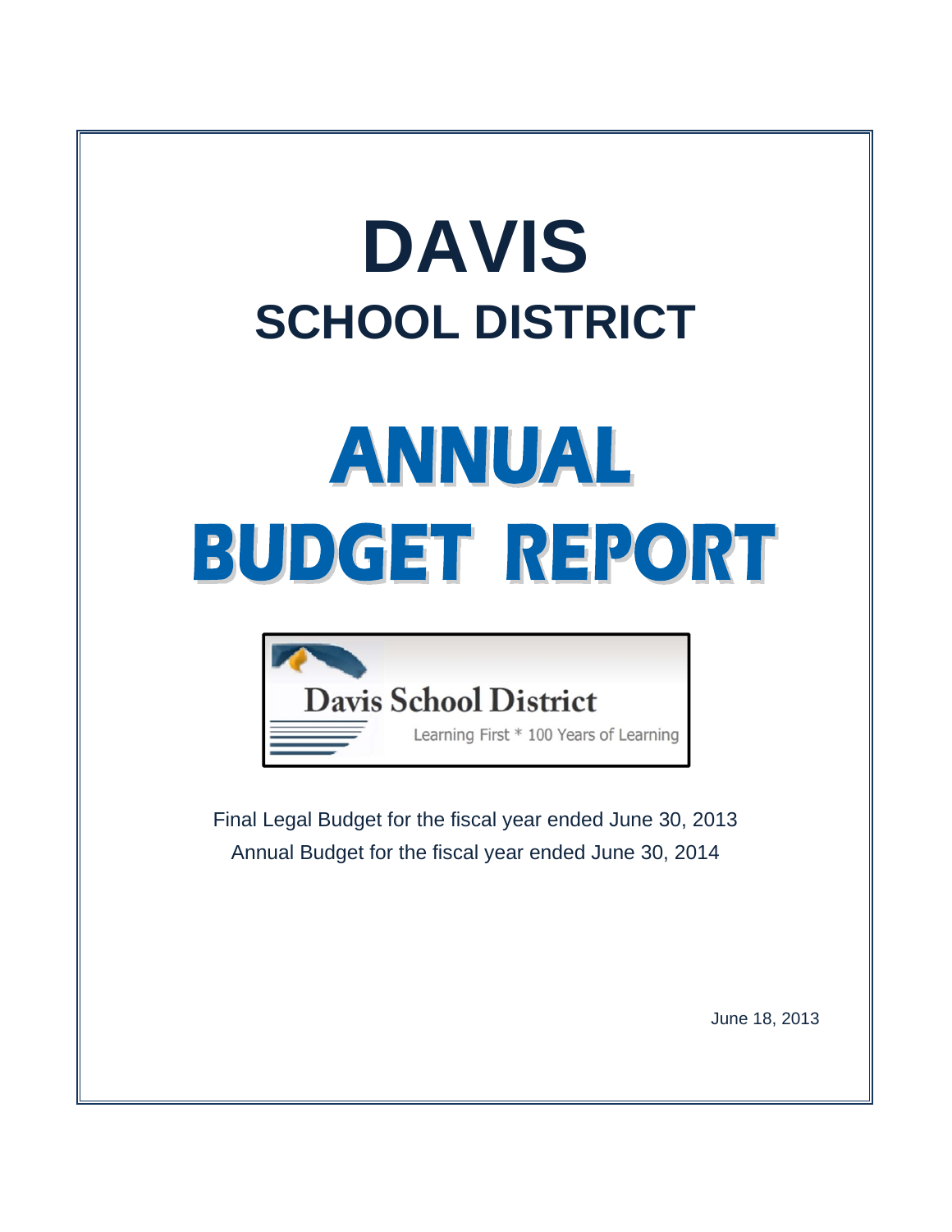# DAVIS

## SCHOOL DISTRICT

# ANNUAL BUDGET REPORT

Davis School District

Learning First * 100 Years of Learning

Final Legal Budget for the fiscal year ended June 30, 2013

Annual Budget for the fiscal year ended June 30, 2014

June 18, 2013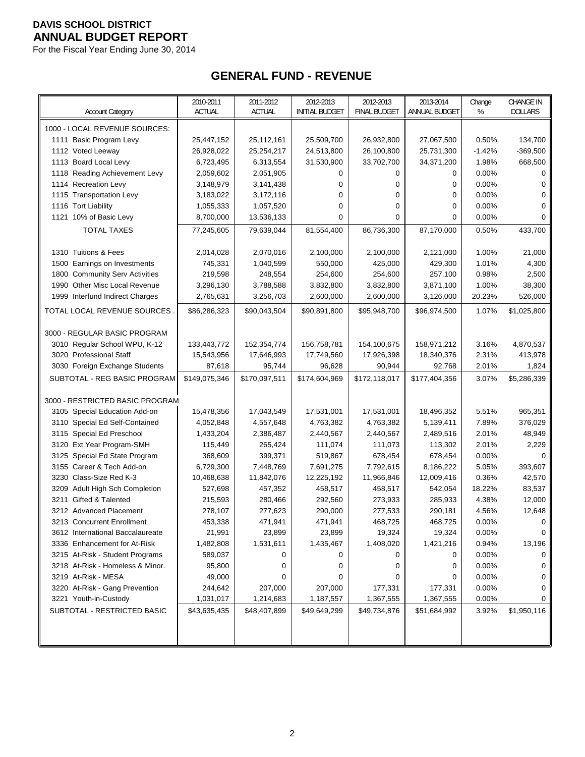**DAVIS SCHOOL DISTRICT**
**ANNUAL BUDGET REPORT**
For the Fiscal Year Ending June 30, 2014

## GENERAL FUND - REVENUE

| Account Category | 2010-2011 ACTUAL | 2011-2012 ACTUAL | 2012-2013 INITIAL BUDGET | 2012-2013 FINAL BUDGET | 2013-2014 ANNUAL BUDGET | Change % | CHANGE IN DOLLARS |
|---|---|---|---|---|---|---|---|
| 1000 - LOCAL REVENUE SOURCES: | | | | | | | |
| 1111 Basic Program Levy | 25,447,152 | 25,112,161 | 25,509,700 | 26,932,800 | 27,067,500 | 0.50% | 134,700 |
| 1112 Voted Leeway | 26,928,022 | 25,254,217 | 24,513,800 | 26,100,800 | 25,731,300 | -1.42% | -369,500 |
| 1113 Board Local Levy | 6,723,495 | 6,313,554 | 31,530,900 | 33,702,700 | 34,371,200 | 1.98% | 668,500 |
| 1118 Reading Achievement Levy | 2,059,602 | 2,051,905 | 0 | 0 | 0 | 0.00% | 0 |
| 1114 Recreation Levy | 3,148,979 | 3,141,438 | 0 | 0 | 0 | 0.00% | 0 |
| 1115 Transportation Levy | 3,183,022 | 3,172,116 | 0 | 0 | 0 | 0.00% | 0 |
| 1116 Tort Liability | 1,055,333 | 1,057,520 | 0 | 0 | 0 | 0.00% | 0 |
| 1121 10% of Basic Levy | 8,700,000 | 13,536,133 | 0 | 0 | 0 | 0.00% | 0 |
| TOTAL TAXES | 77,245,605 | 79,639,044 | 81,554,400 | 86,736,300 | 87,170,000 | 0.50% | 433,700 |
| 1310 Tuitions & Fees | 2,014,028 | 2,070,016 | 2,100,000 | 2,100,000 | 2,121,000 | 1.00% | 21,000 |
| 1500 Earnings on Investments | 745,331 | 1,040,599 | 550,000 | 425,000 | 429,300 | 1.01% | 4,300 |
| 1800 Community Serv Activities | 219,598 | 248,554 | 254,600 | 254,600 | 257,100 | 0.98% | 2,500 |
| 1990 Other Misc Local Revenue | 3,296,130 | 3,788,588 | 3,832,800 | 3,832,800 | 3,871,100 | 1.00% | 38,300 |
| 1999 Interfund Indirect Charges | 2,765,631 | 3,256,703 | 2,600,000 | 2,600,000 | 3,126,000 | 20.23% | 526,000 |
| TOTAL LOCAL REVENUE SOURCES . | $86,286,323 | $90,043,504 | $90,891,800 | $95,948,700 | $96,974,500 | 1.07% | $1,025,800 |
| 3000 - REGULAR BASIC PROGRAM | | | | | | | |
| 3010 Regular School WPU, K-12 | 133,443,772 | 152,354,774 | 156,758,781 | 154,100,675 | 158,971,212 | 3.16% | 4,870,537 |
| 3020 Professional Staff | 15,543,956 | 17,646,993 | 17,749,560 | 17,926,398 | 18,340,376 | 2.31% | 413,978 |
| 3030 Foreign Exchange Students | 87,618 | 95,744 | 96,628 | 90,944 | 92,768 | 2.01% | 1,824 |
| SUBTOTAL - REG BASIC PROGRAM | $149,075,346 | $170,097,511 | $174,604,969 | $172,118,017 | $177,404,356 | 3.07% | $5,286,339 |
| 3000 - RESTRICTED BASIC PROGRAM | | | | | | | |
| 3105 Special Education Add-on | 15,478,356 | 17,043,549 | 17,531,001 | 17,531,001 | 18,496,352 | 5.51% | 965,351 |
| 3110 Special Ed Self-Contained | 4,052,848 | 4,557,648 | 4,763,382 | 4,763,382 | 5,139,411 | 7.89% | 376,029 |
| 3115 Special Ed Preschool | 1,433,204 | 2,386,487 | 2,440,567 | 2,440,567 | 2,489,516 | 2.01% | 48,949 |
| 3120 Ext Year Program-SMH | 115,449 | 265,424 | 111,074 | 111,073 | 113,302 | 2.01% | 2,229 |
| 3125 Special Ed State Program | 368,609 | 399,371 | 519,867 | 678,454 | 678,454 | 0.00% | 0 |
| 3155 Career & Tech Add-on | 6,729,300 | 7,448,769 | 7,691,275 | 7,792,615 | 8,186,222 | 5.05% | 393,607 |
| 3230 Class-Size Red K-3 | 10,468,638 | 11,842,076 | 12,225,192 | 11,966,846 | 12,009,416 | 0.36% | 42,570 |
| 3209 Adult High Sch Completion | 527,698 | 457,352 | 458,517 | 458,517 | 542,054 | 18.22% | 83,537 |
| 3211 Gifted & Talented | 215,593 | 280,466 | 292,560 | 273,933 | 285,933 | 4.38% | 12,000 |
| 3212 Advanced Placement | 278,107 | 277,623 | 290,000 | 277,533 | 290,181 | 4.56% | 12,648 |
| 3213 Concurrent Enrollment | 453,338 | 471,941 | 471,941 | 468,725 | 468,725 | 0.00% | 0 |
| 3612 International Baccalaureate | 21,991 | 23,899 | 23,899 | 19,324 | 19,324 | 0.00% | 0 |
| 3336 Enhancement for At-Risk | 1,482,808 | 1,531,611 | 1,435,467 | 1,408,020 | 1,421,216 | 0.94% | 13,196 |
| 3215 At-Risk - Student Programs | 589,037 | 0 | 0 | 0 | 0 | 0.00% | 0 |
| 3218 At-Risk - Homeless & Minor. | 95,800 | 0 | 0 | 0 | 0 | 0.00% | 0 |
| 3219 At-Risk - MESA | 49,000 | 0 | 0 | 0 | 0 | 0.00% | 0 |
| 3220 At-Risk - Gang Prevention | 244,642 | 207,000 | 207,000 | 177,331 | 177,331 | 0.00% | 0 |
| 3221 Youth-in-Custody | 1,031,017 | 1,214,683 | 1,187,557 | 1,367,555 | 1,367,555 | 0.00% | 0 |
| SUBTOTAL - RESTRICTED BASIC | $43,635,435 | $48,407,899 | $49,649,299 | $49,734,876 | $51,684,992 | 3.92% | $1,950,116 |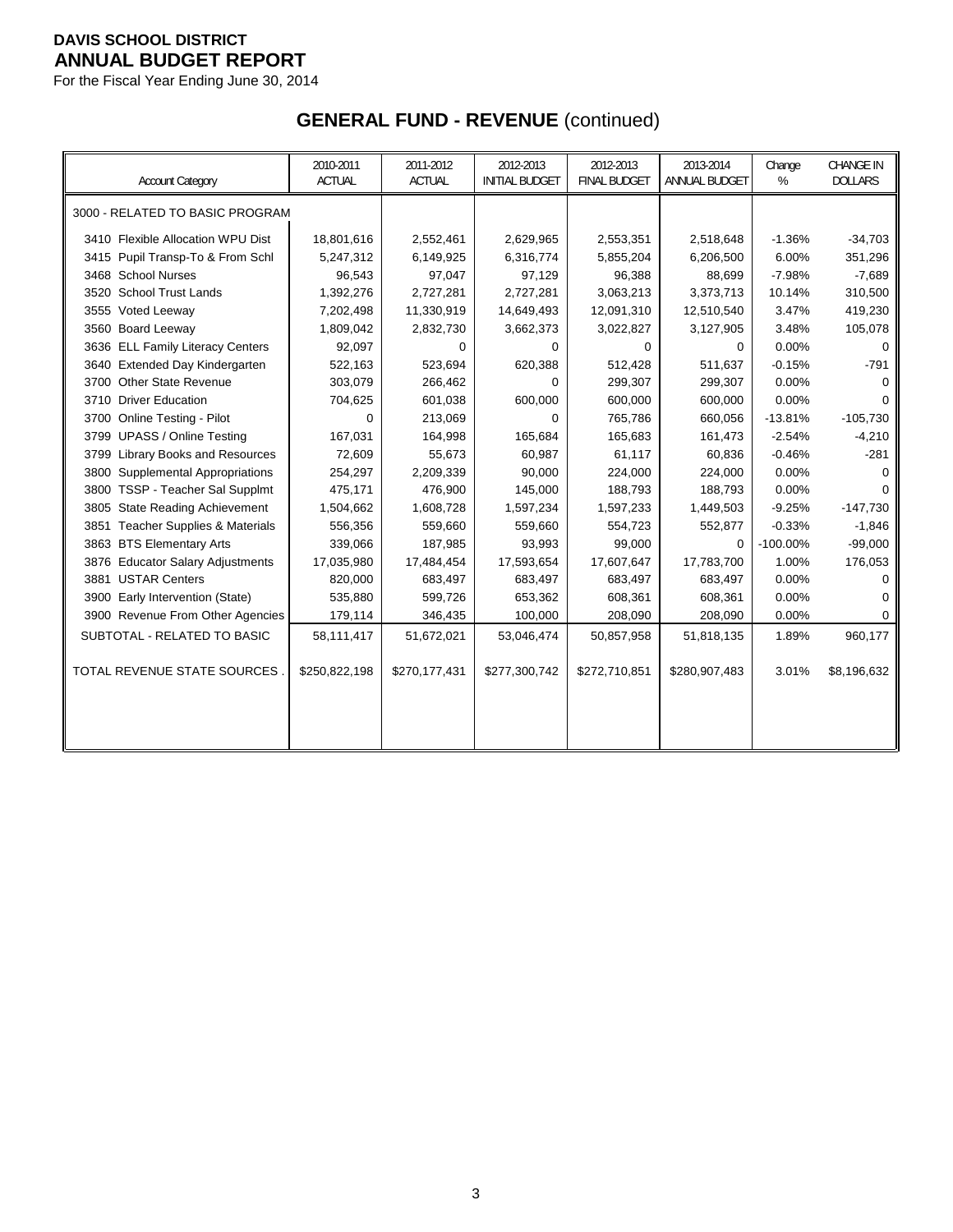**DAVIS SCHOOL DISTRICT**
**ANNUAL BUDGET REPORT**
For the Fiscal Year Ending June 30, 2014

# GENERAL FUND - REVENUE (continued)

| Account Category | 2010-2011 ACTUAL | 2011-2012 ACTUAL | 2012-2013 INITIAL BUDGET | 2012-2013 FINAL BUDGET | 2013-2014 ANNUAL BUDGET | Change % | CHANGE IN DOLLARS |
|---|---|---|---|---|---|---|---|
| 3000 - RELATED TO BASIC PROGRAM | | | | | | | |
| 3410 Flexible Allocation WPU Dist | 18,801,616 | 2,552,461 | 2,629,965 | 2,553,351 | 2,518,648 | -1.36% | -34,703 |
| 3415 Pupil Transp-To & From Schl | 5,247,312 | 6,149,925 | 6,316,774 | 5,855,204 | 6,206,500 | 6.00% | 351,296 |
| 3468 School Nurses | 96,543 | 97,047 | 97,129 | 96,388 | 88,699 | -7.98% | -7,689 |
| 3520 School Trust Lands | 1,392,276 | 2,727,281 | 2,727,281 | 3,063,213 | 3,373,713 | 10.14% | 310,500 |
| 3555 Voted Leeway | 7,202,498 | 11,330,919 | 14,649,493 | 12,091,310 | 12,510,540 | 3.47% | 419,230 |
| 3560 Board Leeway | 1,809,042 | 2,832,730 | 3,662,373 | 3,022,827 | 3,127,905 | 3.48% | 105,078 |
| 3636 ELL Family Literacy Centers | 92,097 | 0 | 0 | 0 | 0 | 0.00% | 0 |
| 3640 Extended Day Kindergarten | 522,163 | 523,694 | 620,388 | 512,428 | 511,637 | -0.15% | -791 |
| 3700 Other State Revenue | 303,079 | 266,462 | 0 | 299,307 | 299,307 | 0.00% | 0 |
| 3710 Driver Education | 704,625 | 601,038 | 600,000 | 600,000 | 600,000 | 0.00% | 0 |
| 3700 Online Testing - Pilot | 0 | 213,069 | 0 | 765,786 | 660,056 | -13.81% | -105,730 |
| 3799 UPASS / Online Testing | 167,031 | 164,998 | 165,684 | 165,683 | 161,473 | -2.54% | -4,210 |
| 3799 Library Books and Resources | 72,609 | 55,673 | 60,987 | 61,117 | 60,836 | -0.46% | -281 |
| 3800 Supplemental Appropriations | 254,297 | 2,209,339 | 90,000 | 224,000 | 224,000 | 0.00% | 0 |
| 3800 TSSP - Teacher Sal Supplmt | 475,171 | 476,900 | 145,000 | 188,793 | 188,793 | 0.00% | 0 |
| 3805 State Reading Achievement | 1,504,662 | 1,608,728 | 1,597,234 | 1,597,233 | 1,449,503 | -9.25% | -147,730 |
| 3851 Teacher Supplies & Materials | 556,356 | 559,660 | 559,660 | 554,723 | 552,877 | -0.33% | -1,846 |
| 3863 BTS Elementary Arts | 339,066 | 187,985 | 93,993 | 99,000 | 0 | -100.00% | -99,000 |
| 3876 Educator Salary Adjustments | 17,035,980 | 17,484,454 | 17,593,654 | 17,607,647 | 17,783,700 | 1.00% | 176,053 |
| 3881 USTAR Centers | 820,000 | 683,497 | 683,497 | 683,497 | 683,497 | 0.00% | 0 |
| 3900 Early Intervention (State) | 535,880 | 599,726 | 653,362 | 608,361 | 608,361 | 0.00% | 0 |
| 3900 Revenue From Other Agencies | 179,114 | 346,435 | 100,000 | 208,090 | 208,090 | 0.00% | 0 |
| SUBTOTAL - RELATED TO BASIC | 58,111,417 | 51,672,021 | 53,046,474 | 50,857,958 | 51,818,135 | 1.89% | 960,177 |
| TOTAL REVENUE STATE SOURCES . | $250,822,198 | $270,177,431 | $277,300,742 | $272,710,851 | $280,907,483 | 3.01% | $8,196,632 |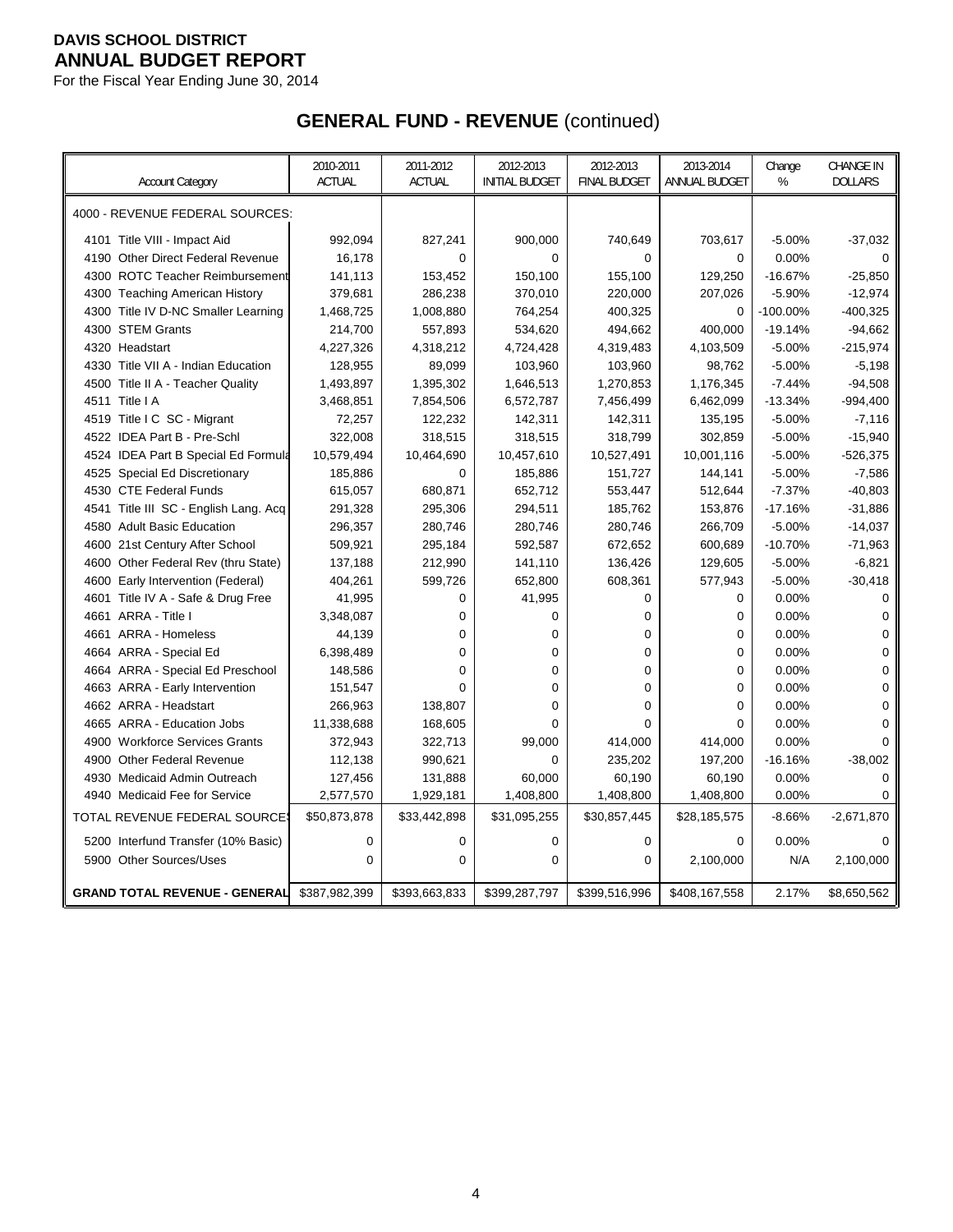**DAVIS SCHOOL DISTRICT**
**ANNUAL BUDGET REPORT**
For the Fiscal Year Ending June 30, 2014

## GENERAL FUND - REVENUE (continued)

| Account Category | 2010-2011 ACTUAL | 2011-2012 ACTUAL | 2012-2013 INITIAL BUDGET | 2012-2013 FINAL BUDGET | 2013-2014 ANNUAL BUDGET | Change % | CHANGE IN DOLLARS |
|---|---|---|---|---|---|---|---|
| 4000 - REVENUE FEDERAL SOURCES: | | | | | | | |
| 4101 Title VIII - Impact Aid | 992,094 | 827,241 | 900,000 | 740,649 | 703,617 | -5.00% | -37,032 |
| 4190 Other Direct Federal Revenue | 16,178 | 0 | 0 | 0 | 0 | 0.00% | 0 |
| 4300 ROTC Teacher Reimbursement | 141,113 | 153,452 | 150,100 | 155,100 | 129,250 | -16.67% | -25,850 |
| 4300 Teaching American History | 379,681 | 286,238 | 370,010 | 220,000 | 207,026 | -5.90% | -12,974 |
| 4300 Title IV D-NC Smaller Learning | 1,468,725 | 1,008,880 | 764,254 | 400,325 | 0 | -100.00% | -400,325 |
| 4300 STEM Grants | 214,700 | 557,893 | 534,620 | 494,662 | 400,000 | -19.14% | -94,662 |
| 4320 Headstart | 4,227,326 | 4,318,212 | 4,724,428 | 4,319,483 | 4,103,509 | -5.00% | -215,974 |
| 4330 Title VII A - Indian Education | 128,955 | 89,099 | 103,960 | 103,960 | 98,762 | -5.00% | -5,198 |
| 4500 Title II A - Teacher Quality | 1,493,897 | 1,395,302 | 1,646,513 | 1,270,853 | 1,176,345 | -7.44% | -94,508 |
| 4511 Title I A | 3,468,851 | 7,854,506 | 6,572,787 | 7,456,499 | 6,462,099 | -13.34% | -994,400 |
| 4519 Title I C SC - Migrant | 72,257 | 122,232 | 142,311 | 142,311 | 135,195 | -5.00% | -7,116 |
| 4522 IDEA Part B - Pre-Schl | 322,008 | 318,515 | 318,515 | 318,799 | 302,859 | -5.00% | -15,940 |
| 4524 IDEA Part B Special Ed Formula | 10,579,494 | 10,464,690 | 10,457,610 | 10,527,491 | 10,001,116 | -5.00% | -526,375 |
| 4525 Special Ed Discretionary | 185,886 | 0 | 185,886 | 151,727 | 144,141 | -5.00% | -7,586 |
| 4530 CTE Federal Funds | 615,057 | 680,871 | 652,712 | 553,447 | 512,644 | -7.37% | -40,803 |
| 4541 Title III SC - English Lang. Acq | 291,328 | 295,306 | 294,511 | 185,762 | 153,876 | -17.16% | -31,886 |
| 4580 Adult Basic Education | 296,357 | 280,746 | 280,746 | 280,746 | 266,709 | -5.00% | -14,037 |
| 4600 21st Century After School | 509,921 | 295,184 | 592,587 | 672,652 | 600,689 | -10.70% | -71,963 |
| 4600 Other Federal Rev (thru State) | 137,188 | 212,990 | 141,110 | 136,426 | 129,605 | -5.00% | -6,821 |
| 4600 Early Intervention (Federal) | 404,261 | 599,726 | 652,800 | 608,361 | 577,943 | -5.00% | -30,418 |
| 4601 Title IV A - Safe & Drug Free | 41,995 | 0 | 41,995 | 0 | 0 | 0.00% | 0 |
| 4661 ARRA - Title I | 3,348,087 | 0 | 0 | 0 | 0 | 0.00% | 0 |
| 4661 ARRA - Homeless | 44,139 | 0 | 0 | 0 | 0 | 0.00% | 0 |
| 4664 ARRA - Special Ed | 6,398,489 | 0 | 0 | 0 | 0 | 0.00% | 0 |
| 4664 ARRA - Special Ed Preschool | 148,586 | 0 | 0 | 0 | 0 | 0.00% | 0 |
| 4663 ARRA - Early Intervention | 151,547 | 0 | 0 | 0 | 0 | 0.00% | 0 |
| 4662 ARRA - Headstart | 266,963 | 138,807 | 0 | 0 | 0 | 0.00% | 0 |
| 4665 ARRA - Education Jobs | 11,338,688 | 168,605 | 0 | 0 | 0 | 0.00% | 0 |
| 4900 Workforce Services Grants | 372,943 | 322,713 | 99,000 | 414,000 | 414,000 | 0.00% | 0 |
| 4900 Other Federal Revenue | 112,138 | 990,621 | 0 | 235,202 | 197,200 | -16.16% | -38,002 |
| 4930 Medicaid Admin Outreach | 127,456 | 131,888 | 60,000 | 60,190 | 60,190 | 0.00% | 0 |
| 4940 Medicaid Fee for Service | 2,577,570 | 1,929,181 | 1,408,800 | 1,408,800 | 1,408,800 | 0.00% | 0 |
| TOTAL REVENUE FEDERAL SOURCES | $50,873,878 | $33,442,898 | $31,095,255 | $30,857,445 | $28,185,575 | -8.66% | -2,671,870 |
| 5200 Interfund Transfer (10% Basic) | 0 | 0 | 0 | 0 | 0 | 0.00% | 0 |
| 5900 Other Sources/Uses | 0 | 0 | 0 | 0 | 2,100,000 | N/A | 2,100,000 |
| **GRAND TOTAL REVENUE - GENERAL** | $387,982,399 | $393,663,833 | $399,287,797 | $399,516,996 | $408,167,558 | 2.17% | $8,650,562 |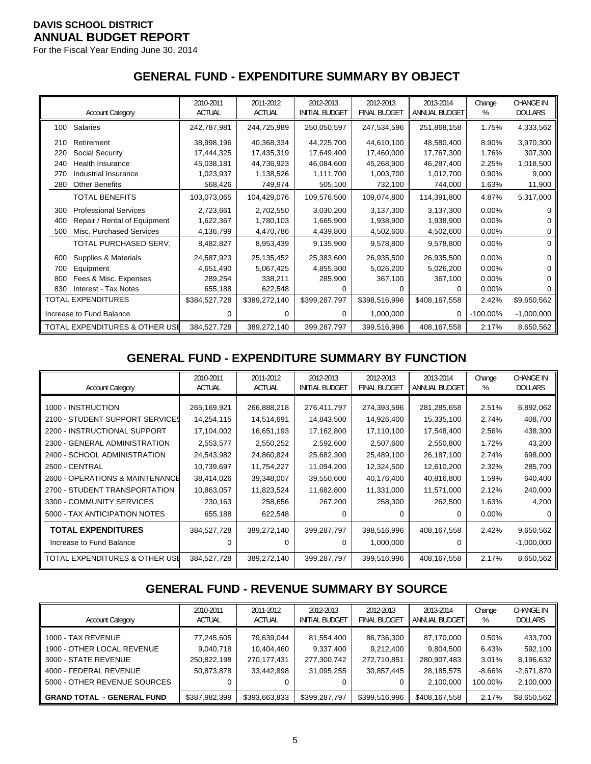**DAVIS SCHOOL DISTRICT**
**ANNUAL BUDGET REPORT**
For the Fiscal Year Ending June 30, 2014

## GENERAL FUND - EXPENDITURE SUMMARY BY OBJECT

| | Account Category | 2010-2011 ACTUAL | 2011-2012 ACTUAL | 2012-2013 INITIAL BUDGET | 2012-2013 FINAL BUDGET | 2013-2014 ANNUAL BUDGET | Change % | CHANGE IN DOLLARS |
|---|---|---|---|---|---|---|---|---|
| 100 | Salaries | 242,787,981 | 244,725,989 | 250,050,597 | 247,534,596 | 251,868,158 | 1.75% | 4,333,562 |
| 210 | Retirement | 38,998,196 | 40,368,334 | 44,225,700 | 44,610,100 | 48,580,400 | 8.90% | 3,970,300 |
| 220 | Social Security | 17,444,325 | 17,435,319 | 17,649,400 | 17,460,000 | 17,767,300 | 1.76% | 307,300 |
| 240 | Health Insurance | 45,038,181 | 44,736,923 | 46,084,600 | 45,268,900 | 46,287,400 | 2.25% | 1,018,500 |
| 270 | Industrial Insurance | 1,023,937 | 1,138,526 | 1,111,700 | 1,003,700 | 1,012,700 | 0.90% | 9,000 |
| 280 | Other Benefits | 568,426 | 749,974 | 505,100 | 732,100 | 744,000 | 1.63% | 11,900 |
| | TOTAL BENEFITS | 103,073,065 | 104,429,076 | 109,576,500 | 109,074,800 | 114,391,800 | 4.87% | 5,317,000 |
| 300 | Professional Services | 2,723,661 | 2,702,550 | 3,030,200 | 3,137,300 | 3,137,300 | 0.00% | 0 |
| 400 | Repair / Rental of Equipment | 1,622,367 | 1,780,103 | 1,665,900 | 1,938,900 | 1,938,900 | 0.00% | 0 |
| 500 | Misc. Purchased Services | 4,136,799 | 4,470,786 | 4,439,800 | 4,502,600 | 4,502,600 | 0.00% | 0 |
| | TOTAL PURCHASED SERV. | 8,482,827 | 8,953,439 | 9,135,900 | 9,578,800 | 9,578,800 | 0.00% | 0 |
| 600 | Supplies & Materials | 24,587,923 | 25,135,452 | 25,383,600 | 26,935,500 | 26,935,500 | 0.00% | 0 |
| 700 | Equipment | 4,651,490 | 5,067,425 | 4,855,300 | 5,026,200 | 5,026,200 | 0.00% | 0 |
| 800 | Fees & Misc. Expenses | 289,254 | 338,211 | 285,900 | 367,100 | 367,100 | 0.00% | 0 |
| 830 | Interest - Tax Notes | 655,188 | 622,548 | 0 | 0 | 0 | 0.00% | 0 |
| | TOTAL EXPENDITURES | $384,527,728 | $389,272,140 | $399,287,797 | $398,516,996 | $408,167,558 | 2.42% | $9,650,562 |
| | Increase to Fund Balance | 0 | 0 | 0 | 1,000,000 | 0 | -100.00% | -1,000,000 |
| | TOTAL EXPENDITURES & OTHER USI | 384,527,728 | 389,272,140 | 399,287,797 | 399,516,996 | 408,167,558 | 2.17% | 8,650,562 |

## GENERAL FUND - EXPENDITURE SUMMARY BY FUNCTION

| Account Category | 2010-2011 ACTUAL | 2011-2012 ACTUAL | 2012-2013 INITIAL BUDGET | 2012-2013 FINAL BUDGET | 2013-2014 ANNUAL BUDGET | Change % | CHANGE IN DOLLARS |
|---|---|---|---|---|---|---|---|
| 1000 - INSTRUCTION | 265,169,921 | 266,888,218 | 276,411,797 | 274,393,596 | 281,285,658 | 2.51% | 6,892,062 |
| 2100 - STUDENT SUPPORT SERVICES | 14,254,115 | 14,514,691 | 14,843,500 | 14,926,400 | 15,335,100 | 2.74% | 408,700 |
| 2200 - INSTRUCTIONAL SUPPORT | 17,104,002 | 16,651,193 | 17,162,800 | 17,110,100 | 17,548,400 | 2.56% | 438,300 |
| 2300 - GENERAL ADMINISTRATION | 2,553,577 | 2,550,252 | 2,592,600 | 2,507,600 | 2,550,800 | 1.72% | 43,200 |
| 2400 - SCHOOL ADMINISTRATION | 24,543,982 | 24,860,824 | 25,682,300 | 25,489,100 | 26,187,100 | 2.74% | 698,000 |
| 2500 - CENTRAL | 10,739,697 | 11,754,227 | 11,094,200 | 12,324,500 | 12,610,200 | 2.32% | 285,700 |
| 2600 - OPERATIONS & MAINTENANCE | 38,414,026 | 39,348,007 | 39,550,600 | 40,176,400 | 40,816,800 | 1.59% | 640,400 |
| 2700 - STUDENT TRANSPORTATION | 10,863,057 | 11,823,524 | 11,682,800 | 11,331,000 | 11,571,000 | 2.12% | 240,000 |
| 3300 - COMMUNITY SERVICES | 230,163 | 258,656 | 267,200 | 258,300 | 262,500 | 1.63% | 4,200 |
| 5000 - TAX ANTICIPATION NOTES | 655,188 | 622,548 | 0 | 0 | 0 | 0.00% | 0 |
| **TOTAL EXPENDITURES** | 384,527,728 | 389,272,140 | 399,287,797 | 398,516,996 | 408,167,558 | 2.42% | 9,650,562 |
| Increase to Fund Balance | 0 | 0 | 0 | 1,000,000 | 0 | | -1,000,000 |
| TOTAL EXPENDITURES & OTHER USI | 384,527,728 | 389,272,140 | 399,287,797 | 399,516,996 | 408,167,558 | 2.17% | 8,650,562 |

## GENERAL FUND - REVENUE SUMMARY BY SOURCE

| Account Category | 2010-2011 ACTUAL | 2011-2012 ACTUAL | 2012-2013 INITIAL BUDGET | 2012-2013 FINAL BUDGET | 2013-2014 ANNUAL BUDGET | Change % | CHANGE IN DOLLARS |
|---|---|---|---|---|---|---|---|
| 1000 - TAX REVENUE | 77,245,605 | 79,639,044 | 81,554,400 | 86,736,300 | 87,170,000 | 0.50% | 433,700 |
| 1900 - OTHER LOCAL REVENUE | 9,040,718 | 10,404,460 | 9,337,400 | 9,212,400 | 9,804,500 | 6.43% | 592,100 |
| 3000 - STATE REVENUE | 250,822,198 | 270,177,431 | 277,300,742 | 272,710,851 | 280,907,483 | 3.01% | 8,196,632 |
| 4000 - FEDERAL REVENUE | 50,873,878 | 33,442,898 | 31,095,255 | 30,857,445 | 28,185,575 | -8.66% | -2,671,870 |
| 5000 - OTHER REVENUE SOURCES | 0 | 0 | 0 | 0 | 2,100,000 | 100.00% | 2,100,000 |
| **GRAND TOTAL - GENERAL FUND** | $387,982,399 | $393,663,833 | $399,287,797 | $399,516,996 | $408,167,558 | 2.17% | $8,650,562 |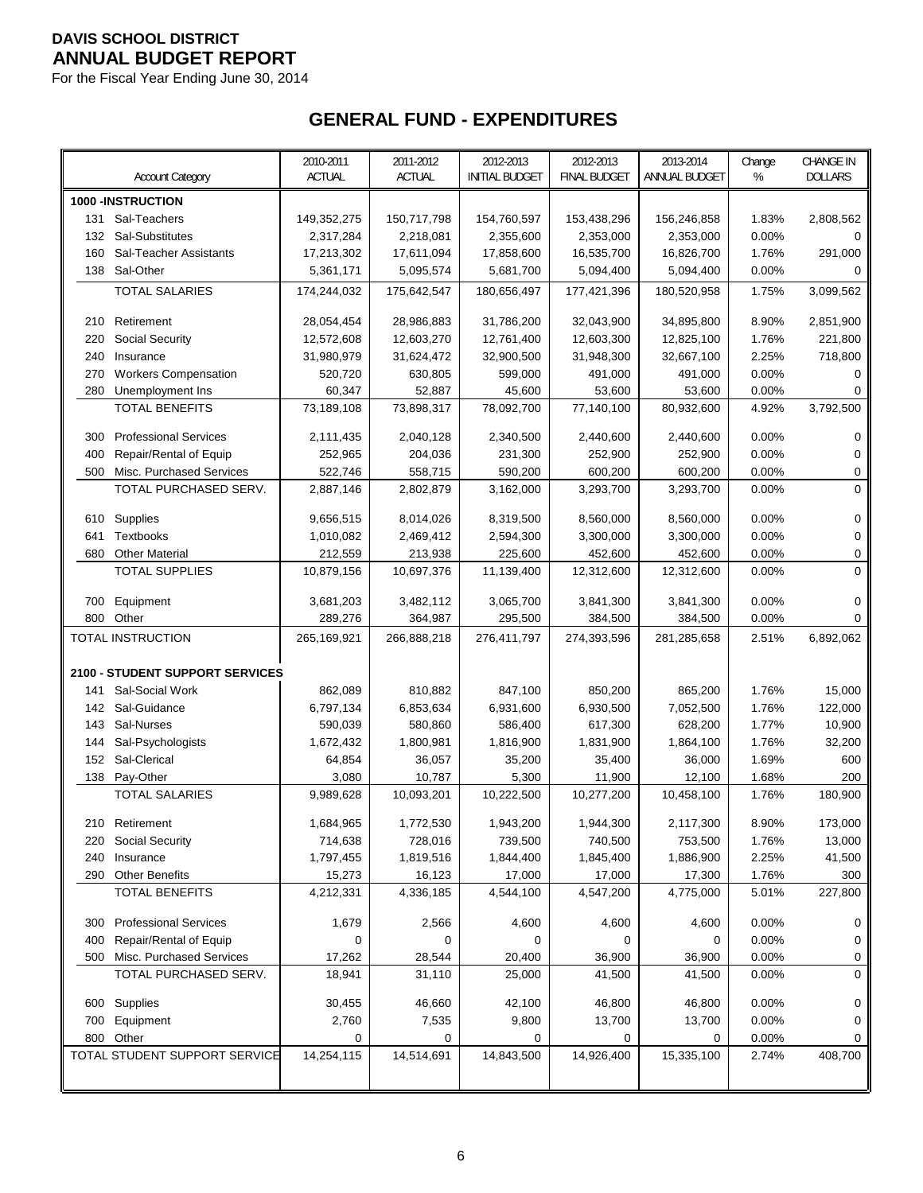**DAVIS SCHOOL DISTRICT**
**ANNUAL BUDGET REPORT**
For the Fiscal Year Ending June 30, 2014

## GENERAL FUND - EXPENDITURES

| | Account Category | 2010-2011 ACTUAL | 2011-2012 ACTUAL | 2012-2013 INITIAL BUDGET | 2012-2013 FINAL BUDGET | 2013-2014 ANNUAL BUDGET | Change % | CHANGE IN DOLLARS |
|---|---|---|---|---|---|---|---|---|
| **1000 -INSTRUCTION** | | | | | | | | |
| 131 | Sal-Teachers | 149,352,275 | 150,717,798 | 154,760,597 | 153,438,296 | 156,246,858 | 1.83% | 2,808,562 |
| 132 | Sal-Substitutes | 2,317,284 | 2,218,081 | 2,355,600 | 2,353,000 | 2,353,000 | 0.00% | 0 |
| 160 | Sal-Teacher Assistants | 17,213,302 | 17,611,094 | 17,858,600 | 16,535,700 | 16,826,700 | 1.76% | 291,000 |
| 138 | Sal-Other | 5,361,171 | 5,095,574 | 5,681,700 | 5,094,400 | 5,094,400 | 0.00% | 0 |
| | TOTAL SALARIES | 174,244,032 | 175,642,547 | 180,656,497 | 177,421,396 | 180,520,958 | 1.75% | 3,099,562 |
| 210 | Retirement | 28,054,454 | 28,986,883 | 31,786,200 | 32,043,900 | 34,895,800 | 8.90% | 2,851,900 |
| 220 | Social Security | 12,572,608 | 12,603,270 | 12,761,400 | 12,603,300 | 12,825,100 | 1.76% | 221,800 |
| 240 | Insurance | 31,980,979 | 31,624,472 | 32,900,500 | 31,948,300 | 32,667,100 | 2.25% | 718,800 |
| 270 | Workers Compensation | 520,720 | 630,805 | 599,000 | 491,000 | 491,000 | 0.00% | 0 |
| 280 | Unemployment Ins | 60,347 | 52,887 | 45,600 | 53,600 | 53,600 | 0.00% | 0 |
| | TOTAL BENEFITS | 73,189,108 | 73,898,317 | 78,092,700 | 77,140,100 | 80,932,600 | 4.92% | 3,792,500 |
| 300 | Professional Services | 2,111,435 | 2,040,128 | 2,340,500 | 2,440,600 | 2,440,600 | 0.00% | 0 |
| 400 | Repair/Rental of Equip | 252,965 | 204,036 | 231,300 | 252,900 | 252,900 | 0.00% | 0 |
| 500 | Misc. Purchased Services | 522,746 | 558,715 | 590,200 | 600,200 | 600,200 | 0.00% | 0 |
| | TOTAL PURCHASED SERV. | 2,887,146 | 2,802,879 | 3,162,000 | 3,293,700 | 3,293,700 | 0.00% | 0 |
| 610 | Supplies | 9,656,515 | 8,014,026 | 8,319,500 | 8,560,000 | 8,560,000 | 0.00% | 0 |
| 641 | Textbooks | 1,010,082 | 2,469,412 | 2,594,300 | 3,300,000 | 3,300,000 | 0.00% | 0 |
| 680 | Other Material | 212,559 | 213,938 | 225,600 | 452,600 | 452,600 | 0.00% | 0 |
| | TOTAL SUPPLIES | 10,879,156 | 10,697,376 | 11,139,400 | 12,312,600 | 12,312,600 | 0.00% | 0 |
| 700 | Equipment | 3,681,203 | 3,482,112 | 3,065,700 | 3,841,300 | 3,841,300 | 0.00% | 0 |
| 800 | Other | 289,276 | 364,987 | 295,500 | 384,500 | 384,500 | 0.00% | 0 |
| TOTAL INSTRUCTION | | 265,169,921 | 266,888,218 | 276,411,797 | 274,393,596 | 281,285,658 | 2.51% | 6,892,062 |
| **2100 - STUDENT SUPPORT SERVICES** | | | | | | | | |
| 141 | Sal-Social Work | 862,089 | 810,882 | 847,100 | 850,200 | 865,200 | 1.76% | 15,000 |
| 142 | Sal-Guidance | 6,797,134 | 6,853,634 | 6,931,600 | 6,930,500 | 7,052,500 | 1.76% | 122,000 |
| 143 | Sal-Nurses | 590,039 | 580,860 | 586,400 | 617,300 | 628,200 | 1.77% | 10,900 |
| 144 | Sal-Psychologists | 1,672,432 | 1,800,981 | 1,816,900 | 1,831,900 | 1,864,100 | 1.76% | 32,200 |
| 152 | Sal-Clerical | 64,854 | 36,057 | 35,200 | 35,400 | 36,000 | 1.69% | 600 |
| 138 | Pay-Other | 3,080 | 10,787 | 5,300 | 11,900 | 12,100 | 1.68% | 200 |
| | TOTAL SALARIES | 9,989,628 | 10,093,201 | 10,222,500 | 10,277,200 | 10,458,100 | 1.76% | 180,900 |
| 210 | Retirement | 1,684,965 | 1,772,530 | 1,943,200 | 1,944,300 | 2,117,300 | 8.90% | 173,000 |
| 220 | Social Security | 714,638 | 728,016 | 739,500 | 740,500 | 753,500 | 1.76% | 13,000 |
| 240 | Insurance | 1,797,455 | 1,819,516 | 1,844,400 | 1,845,400 | 1,886,900 | 2.25% | 41,500 |
| 290 | Other Benefits | 15,273 | 16,123 | 17,000 | 17,000 | 17,300 | 1.76% | 300 |
| | TOTAL BENEFITS | 4,212,331 | 4,336,185 | 4,544,100 | 4,547,200 | 4,775,000 | 5.01% | 227,800 |
| 300 | Professional Services | 1,679 | 2,566 | 4,600 | 4,600 | 4,600 | 0.00% | 0 |
| 400 | Repair/Rental of Equip | 0 | 0 | 0 | 0 | 0 | 0.00% | 0 |
| 500 | Misc. Purchased Services | 17,262 | 28,544 | 20,400 | 36,900 | 36,900 | 0.00% | 0 |
| | TOTAL PURCHASED SERV. | 18,941 | 31,110 | 25,000 | 41,500 | 41,500 | 0.00% | 0 |
| 600 | Supplies | 30,455 | 46,660 | 42,100 | 46,800 | 46,800 | 0.00% | 0 |
| 700 | Equipment | 2,760 | 7,535 | 9,800 | 13,700 | 13,700 | 0.00% | 0 |
| 800 | Other | 0 | 0 | 0 | 0 | 0 | 0.00% | 0 |
| TOTAL STUDENT SUPPORT SERVICE | | 14,254,115 | 14,514,691 | 14,843,500 | 14,926,400 | 15,335,100 | 2.74% | 408,700 |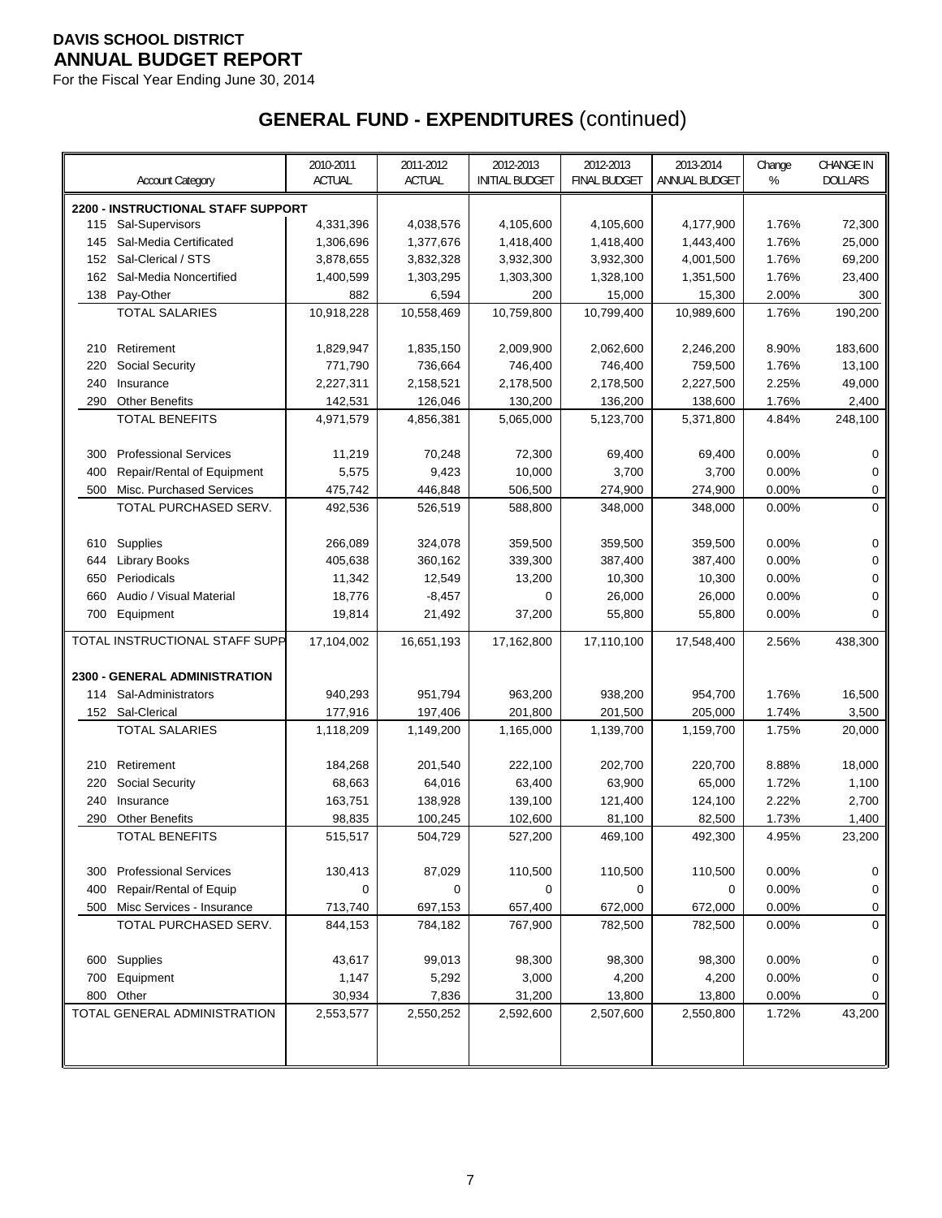**DAVIS SCHOOL DISTRICT**
**ANNUAL BUDGET REPORT**
For the Fiscal Year Ending June 30, 2014

# GENERAL FUND - EXPENDITURES (continued)

| | Account Category | 2010-2011 ACTUAL | 2011-2012 ACTUAL | 2012-2013 INITIAL BUDGET | 2012-2013 FINAL BUDGET | 2013-2014 ANNUAL BUDGET | Change % | CHANGE IN DOLLARS |
|---|---|---|---|---|---|---|---|---|
| **2200 - INSTRUCTIONAL STAFF SUPPORT** | | | | | | | | |
| 115 | Sal-Supervisors | 4,331,396 | 4,038,576 | 4,105,600 | 4,105,600 | 4,177,900 | 1.76% | 72,300 |
| 145 | Sal-Media Certificated | 1,306,696 | 1,377,676 | 1,418,400 | 1,418,400 | 1,443,400 | 1.76% | 25,000 |
| 152 | Sal-Clerical / STS | 3,878,655 | 3,832,328 | 3,932,300 | 3,932,300 | 4,001,500 | 1.76% | 69,200 |
| 162 | Sal-Media Noncertified | 1,400,599 | 1,303,295 | 1,303,300 | 1,328,100 | 1,351,500 | 1.76% | 23,400 |
| 138 | Pay-Other | 882 | 6,594 | 200 | 15,000 | 15,300 | 2.00% | 300 |
| | TOTAL SALARIES | 10,918,228 | 10,558,469 | 10,759,800 | 10,799,400 | 10,989,600 | 1.76% | 190,200 |
| 210 | Retirement | 1,829,947 | 1,835,150 | 2,009,900 | 2,062,600 | 2,246,200 | 8.90% | 183,600 |
| 220 | Social Security | 771,790 | 736,664 | 746,400 | 746,400 | 759,500 | 1.76% | 13,100 |
| 240 | Insurance | 2,227,311 | 2,158,521 | 2,178,500 | 2,178,500 | 2,227,500 | 2.25% | 49,000 |
| 290 | Other Benefits | 142,531 | 126,046 | 130,200 | 136,200 | 138,600 | 1.76% | 2,400 |
| | TOTAL BENEFITS | 4,971,579 | 4,856,381 | 5,065,000 | 5,123,700 | 5,371,800 | 4.84% | 248,100 |
| 300 | Professional Services | 11,219 | 70,248 | 72,300 | 69,400 | 69,400 | 0.00% | 0 |
| 400 | Repair/Rental of Equipment | 5,575 | 9,423 | 10,000 | 3,700 | 3,700 | 0.00% | 0 |
| 500 | Misc. Purchased Services | 475,742 | 446,848 | 506,500 | 274,900 | 274,900 | 0.00% | 0 |
| | TOTAL PURCHASED SERV. | 492,536 | 526,519 | 588,800 | 348,000 | 348,000 | 0.00% | 0 |
| 610 | Supplies | 266,089 | 324,078 | 359,500 | 359,500 | 359,500 | 0.00% | 0 |
| 644 | Library Books | 405,638 | 360,162 | 339,300 | 387,400 | 387,400 | 0.00% | 0 |
| 650 | Periodicals | 11,342 | 12,549 | 13,200 | 10,300 | 10,300 | 0.00% | 0 |
| 660 | Audio / Visual Material | 18,776 | -8,457 | 0 | 26,000 | 26,000 | 0.00% | 0 |
| 700 | Equipment | 19,814 | 21,492 | 37,200 | 55,800 | 55,800 | 0.00% | 0 |
| TOTAL INSTRUCTIONAL STAFF SUPP | | 17,104,002 | 16,651,193 | 17,162,800 | 17,110,100 | 17,548,400 | 2.56% | 438,300 |
| **2300 - GENERAL ADMINISTRATION** | | | | | | | | |
| 114 | Sal-Administrators | 940,293 | 951,794 | 963,200 | 938,200 | 954,700 | 1.76% | 16,500 |
| 152 | Sal-Clerical | 177,916 | 197,406 | 201,800 | 201,500 | 205,000 | 1.74% | 3,500 |
| | TOTAL SALARIES | 1,118,209 | 1,149,200 | 1,165,000 | 1,139,700 | 1,159,700 | 1.75% | 20,000 |
| 210 | Retirement | 184,268 | 201,540 | 222,100 | 202,700 | 220,700 | 8.88% | 18,000 |
| 220 | Social Security | 68,663 | 64,016 | 63,400 | 63,900 | 65,000 | 1.72% | 1,100 |
| 240 | Insurance | 163,751 | 138,928 | 139,100 | 121,400 | 124,100 | 2.22% | 2,700 |
| 290 | Other Benefits | 98,835 | 100,245 | 102,600 | 81,100 | 82,500 | 1.73% | 1,400 |
| | TOTAL BENEFITS | 515,517 | 504,729 | 527,200 | 469,100 | 492,300 | 4.95% | 23,200 |
| 300 | Professional Services | 130,413 | 87,029 | 110,500 | 110,500 | 110,500 | 0.00% | 0 |
| 400 | Repair/Rental of Equip | 0 | 0 | 0 | 0 | 0 | 0.00% | 0 |
| 500 | Misc Services - Insurance | 713,740 | 697,153 | 657,400 | 672,000 | 672,000 | 0.00% | 0 |
| | TOTAL PURCHASED SERV. | 844,153 | 784,182 | 767,900 | 782,500 | 782,500 | 0.00% | 0 |
| 600 | Supplies | 43,617 | 99,013 | 98,300 | 98,300 | 98,300 | 0.00% | 0 |
| 700 | Equipment | 1,147 | 5,292 | 3,000 | 4,200 | 4,200 | 0.00% | 0 |
| 800 | Other | 30,934 | 7,836 | 31,200 | 13,800 | 13,800 | 0.00% | 0 |
| TOTAL GENERAL ADMINISTRATION | | 2,553,577 | 2,550,252 | 2,592,600 | 2,507,600 | 2,550,800 | 1.72% | 43,200 |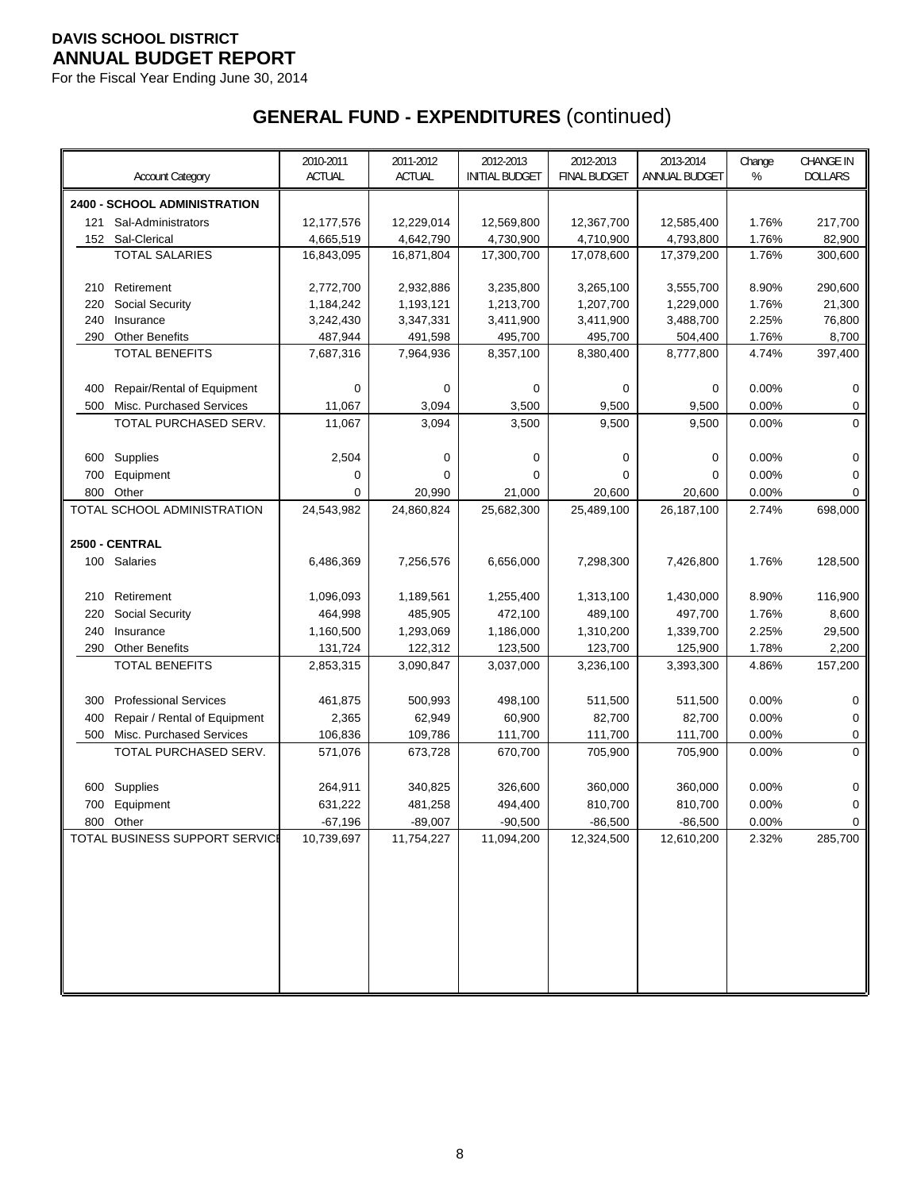**DAVIS SCHOOL DISTRICT**
**ANNUAL BUDGET REPORT**
For the Fiscal Year Ending June 30, 2014

# GENERAL FUND - EXPENDITURES (continued)

| Account Category | 2010-2011 ACTUAL | 2011-2012 ACTUAL | 2012-2013 INITIAL BUDGET | 2012-2013 FINAL BUDGET | 2013-2014 ANNUAL BUDGET | Change % | CHANGE IN DOLLARS |
|---|---|---|---|---|---|---|---|
| **2400 - SCHOOL ADMINISTRATION** | | | | | | | |
| 121 Sal-Administrators | 12,177,576 | 12,229,014 | 12,569,800 | 12,367,700 | 12,585,400 | 1.76% | 217,700 |
| 152 Sal-Clerical | 4,665,519 | 4,642,790 | 4,730,900 | 4,710,900 | 4,793,800 | 1.76% | 82,900 |
| TOTAL SALARIES | 16,843,095 | 16,871,804 | 17,300,700 | 17,078,600 | 17,379,200 | 1.76% | 300,600 |
| 210 Retirement | 2,772,700 | 2,932,886 | 3,235,800 | 3,265,100 | 3,555,700 | 8.90% | 290,600 |
| 220 Social Security | 1,184,242 | 1,193,121 | 1,213,700 | 1,207,700 | 1,229,000 | 1.76% | 21,300 |
| 240 Insurance | 3,242,430 | 3,347,331 | 3,411,900 | 3,411,900 | 3,488,700 | 2.25% | 76,800 |
| 290 Other Benefits | 487,944 | 491,598 | 495,700 | 495,700 | 504,400 | 1.76% | 8,700 |
| TOTAL BENEFITS | 7,687,316 | 7,964,936 | 8,357,100 | 8,380,400 | 8,777,800 | 4.74% | 397,400 |
| 400 Repair/Rental of Equipment | 0 | 0 | 0 | 0 | 0 | 0.00% | 0 |
| 500 Misc. Purchased Services | 11,067 | 3,094 | 3,500 | 9,500 | 9,500 | 0.00% | 0 |
| TOTAL PURCHASED SERV. | 11,067 | 3,094 | 3,500 | 9,500 | 9,500 | 0.00% | 0 |
| 600 Supplies | 2,504 | 0 | 0 | 0 | 0 | 0.00% | 0 |
| 700 Equipment | 0 | 0 | 0 | 0 | 0 | 0.00% | 0 |
| 800 Other | 0 | 20,990 | 21,000 | 20,600 | 20,600 | 0.00% | 0 |
| TOTAL SCHOOL ADMINISTRATION | 24,543,982 | 24,860,824 | 25,682,300 | 25,489,100 | 26,187,100 | 2.74% | 698,000 |
| **2500 - CENTRAL** | | | | | | | |
| 100 Salaries | 6,486,369 | 7,256,576 | 6,656,000 | 7,298,300 | 7,426,800 | 1.76% | 128,500 |
| 210 Retirement | 1,096,093 | 1,189,561 | 1,255,400 | 1,313,100 | 1,430,000 | 8.90% | 116,900 |
| 220 Social Security | 464,998 | 485,905 | 472,100 | 489,100 | 497,700 | 1.76% | 8,600 |
| 240 Insurance | 1,160,500 | 1,293,069 | 1,186,000 | 1,310,200 | 1,339,700 | 2.25% | 29,500 |
| 290 Other Benefits | 131,724 | 122,312 | 123,500 | 123,700 | 125,900 | 1.78% | 2,200 |
| TOTAL BENEFITS | 2,853,315 | 3,090,847 | 3,037,000 | 3,236,100 | 3,393,300 | 4.86% | 157,200 |
| 300 Professional Services | 461,875 | 500,993 | 498,100 | 511,500 | 511,500 | 0.00% | 0 |
| 400 Repair / Rental of Equipment | 2,365 | 62,949 | 60,900 | 82,700 | 82,700 | 0.00% | 0 |
| 500 Misc. Purchased Services | 106,836 | 109,786 | 111,700 | 111,700 | 111,700 | 0.00% | 0 |
| TOTAL PURCHASED SERV. | 571,076 | 673,728 | 670,700 | 705,900 | 705,900 | 0.00% | 0 |
| 600 Supplies | 264,911 | 340,825 | 326,600 | 360,000 | 360,000 | 0.00% | 0 |
| 700 Equipment | 631,222 | 481,258 | 494,400 | 810,700 | 810,700 | 0.00% | 0 |
| 800 Other | -67,196 | -89,007 | -90,500 | -86,500 | -86,500 | 0.00% | 0 |
| TOTAL BUSINESS SUPPORT SERVICE | 10,739,697 | 11,754,227 | 11,094,200 | 12,324,500 | 12,610,200 | 2.32% | 285,700 |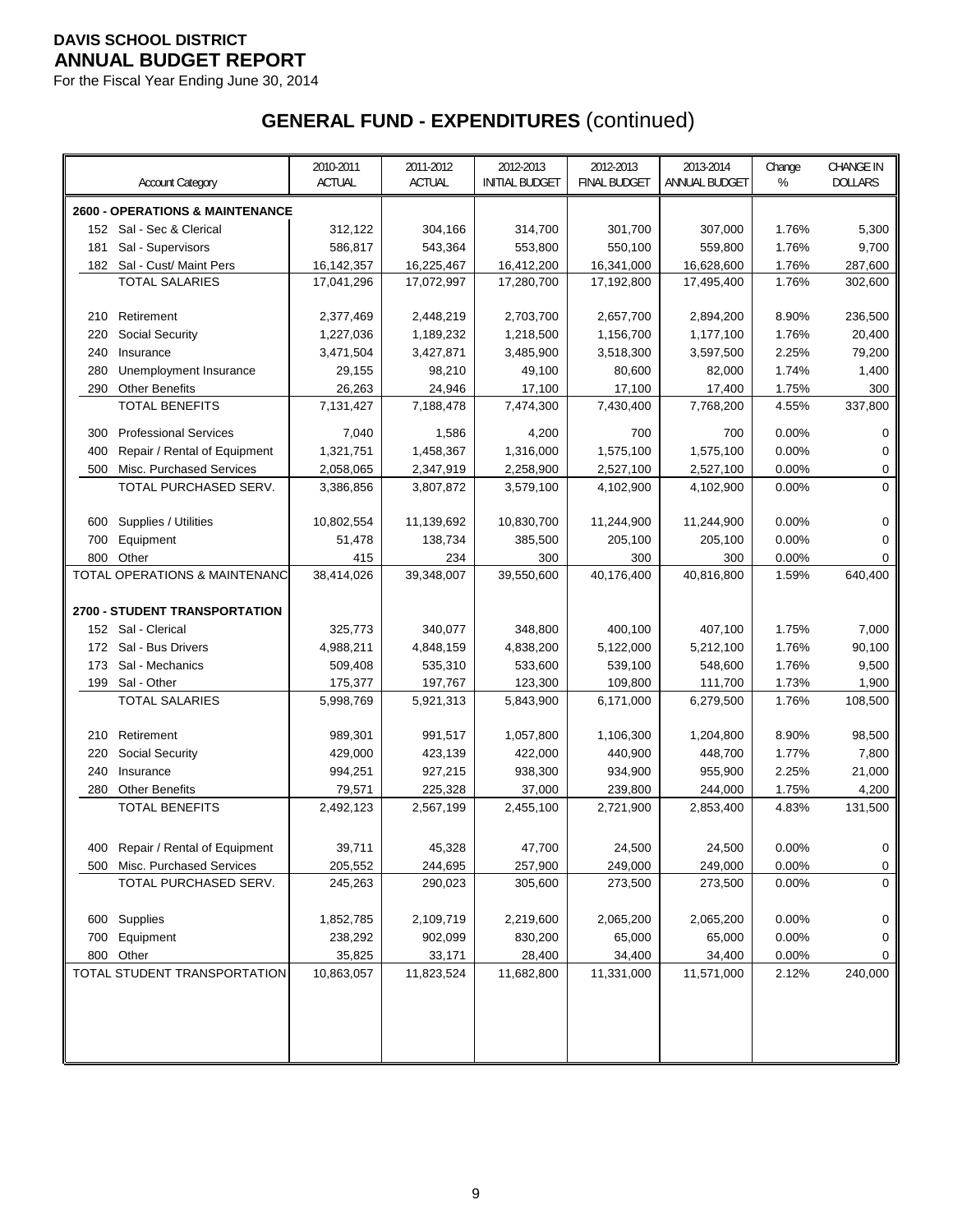**DAVIS SCHOOL DISTRICT**
**ANNUAL BUDGET REPORT**
For the Fiscal Year Ending June 30, 2014

# GENERAL FUND - EXPENDITURES (continued)

| Account Category | 2010-2011 ACTUAL | 2011-2012 ACTUAL | 2012-2013 INITIAL BUDGET | 2012-2013 FINAL BUDGET | 2013-2014 ANNUAL BUDGET | Change % | CHANGE IN DOLLARS |
|---|---|---|---|---|---|---|---|
| **2600 - OPERATIONS & MAINTENANCE** | | | | | | | |
| 152 Sal - Sec & Clerical | 312,122 | 304,166 | 314,700 | 301,700 | 307,000 | 1.76% | 5,300 |
| 181 Sal - Supervisors | 586,817 | 543,364 | 553,800 | 550,100 | 559,800 | 1.76% | 9,700 |
| 182 Sal - Cust/ Maint Pers | 16,142,357 | 16,225,467 | 16,412,200 | 16,341,000 | 16,628,600 | 1.76% | 287,600 |
| TOTAL SALARIES | 17,041,296 | 17,072,997 | 17,280,700 | 17,192,800 | 17,495,400 | 1.76% | 302,600 |
| 210 Retirement | 2,377,469 | 2,448,219 | 2,703,700 | 2,657,700 | 2,894,200 | 8.90% | 236,500 |
| 220 Social Security | 1,227,036 | 1,189,232 | 1,218,500 | 1,156,700 | 1,177,100 | 1.76% | 20,400 |
| 240 Insurance | 3,471,504 | 3,427,871 | 3,485,900 | 3,518,300 | 3,597,500 | 2.25% | 79,200 |
| 280 Unemployment Insurance | 29,155 | 98,210 | 49,100 | 80,600 | 82,000 | 1.74% | 1,400 |
| 290 Other Benefits | 26,263 | 24,946 | 17,100 | 17,100 | 17,400 | 1.75% | 300 |
| TOTAL BENEFITS | 7,131,427 | 7,188,478 | 7,474,300 | 7,430,400 | 7,768,200 | 4.55% | 337,800 |
| 300 Professional Services | 7,040 | 1,586 | 4,200 | 700 | 700 | 0.00% | 0 |
| 400 Repair / Rental of Equipment | 1,321,751 | 1,458,367 | 1,316,000 | 1,575,100 | 1,575,100 | 0.00% | 0 |
| 500 Misc. Purchased Services | 2,058,065 | 2,347,919 | 2,258,900 | 2,527,100 | 2,527,100 | 0.00% | 0 |
| TOTAL PURCHASED SERV. | 3,386,856 | 3,807,872 | 3,579,100 | 4,102,900 | 4,102,900 | 0.00% | 0 |
| 600 Supplies / Utilities | 10,802,554 | 11,139,692 | 10,830,700 | 11,244,900 | 11,244,900 | 0.00% | 0 |
| 700 Equipment | 51,478 | 138,734 | 385,500 | 205,100 | 205,100 | 0.00% | 0 |
| 800 Other | 415 | 234 | 300 | 300 | 300 | 0.00% | 0 |
| TOTAL OPERATIONS & MAINTENANC | 38,414,026 | 39,348,007 | 39,550,600 | 40,176,400 | 40,816,800 | 1.59% | 640,400 |
| **2700 - STUDENT TRANSPORTATION** | | | | | | | |
| 152 Sal - Clerical | 325,773 | 340,077 | 348,800 | 400,100 | 407,100 | 1.75% | 7,000 |
| 172 Sal - Bus Drivers | 4,988,211 | 4,848,159 | 4,838,200 | 5,122,000 | 5,212,100 | 1.76% | 90,100 |
| 173 Sal - Mechanics | 509,408 | 535,310 | 533,600 | 539,100 | 548,600 | 1.76% | 9,500 |
| 199 Sal - Other | 175,377 | 197,767 | 123,300 | 109,800 | 111,700 | 1.73% | 1,900 |
| TOTAL SALARIES | 5,998,769 | 5,921,313 | 5,843,900 | 6,171,000 | 6,279,500 | 1.76% | 108,500 |
| 210 Retirement | 989,301 | 991,517 | 1,057,800 | 1,106,300 | 1,204,800 | 8.90% | 98,500 |
| 220 Social Security | 429,000 | 423,139 | 422,000 | 440,900 | 448,700 | 1.77% | 7,800 |
| 240 Insurance | 994,251 | 927,215 | 938,300 | 934,900 | 955,900 | 2.25% | 21,000 |
| 280 Other Benefits | 79,571 | 225,328 | 37,000 | 239,800 | 244,000 | 1.75% | 4,200 |
| TOTAL BENEFITS | 2,492,123 | 2,567,199 | 2,455,100 | 2,721,900 | 2,853,400 | 4.83% | 131,500 |
| 400 Repair / Rental of Equipment | 39,711 | 45,328 | 47,700 | 24,500 | 24,500 | 0.00% | 0 |
| 500 Misc. Purchased Services | 205,552 | 244,695 | 257,900 | 249,000 | 249,000 | 0.00% | 0 |
| TOTAL PURCHASED SERV. | 245,263 | 290,023 | 305,600 | 273,500 | 273,500 | 0.00% | 0 |
| 600 Supplies | 1,852,785 | 2,109,719 | 2,219,600 | 2,065,200 | 2,065,200 | 0.00% | 0 |
| 700 Equipment | 238,292 | 902,099 | 830,200 | 65,000 | 65,000 | 0.00% | 0 |
| 800 Other | 35,825 | 33,171 | 28,400 | 34,400 | 34,400 | 0.00% | 0 |
| TOTAL STUDENT TRANSPORTATION | 10,863,057 | 11,823,524 | 11,682,800 | 11,331,000 | 11,571,000 | 2.12% | 240,000 |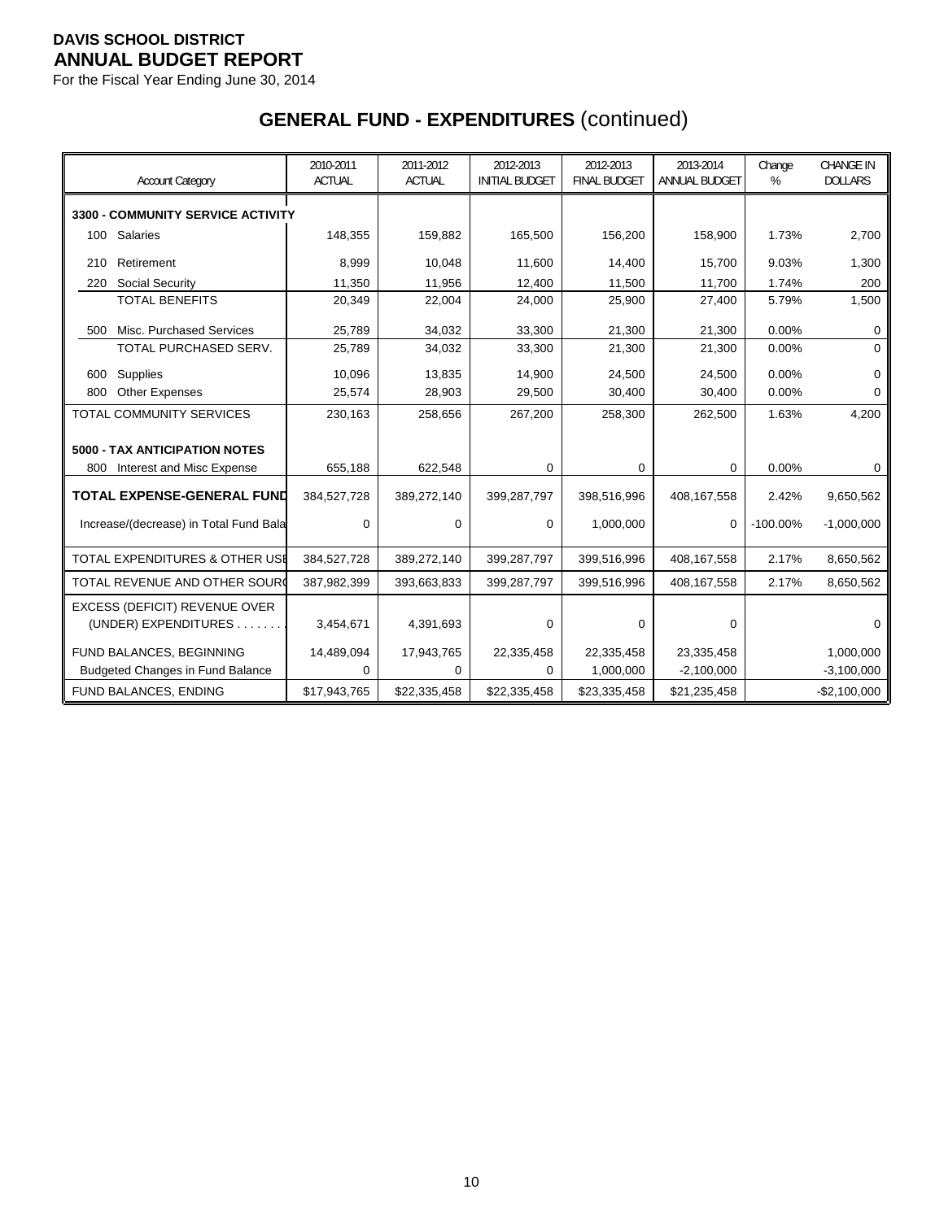**DAVIS SCHOOL DISTRICT**
**ANNUAL BUDGET REPORT**
For the Fiscal Year Ending June 30, 2014

# GENERAL FUND - EXPENDITURES (continued)

| Account Category | 2010-2011 ACTUAL | 2011-2012 ACTUAL | 2012-2013 INITIAL BUDGET | 2012-2013 FINAL BUDGET | 2013-2014 ANNUAL BUDGET | Change % | CHANGE IN DOLLARS |
|---|---|---|---|---|---|---|---|
| **3300 - COMMUNITY SERVICE ACTIVITY** | | | | | | | |
| 100 Salaries | 148,355 | 159,882 | 165,500 | 156,200 | 158,900 | 1.73% | 2,700 |
| 210 Retirement | 8,999 | 10,048 | 11,600 | 14,400 | 15,700 | 9.03% | 1,300 |
| 220 Social Security | 11,350 | 11,956 | 12,400 | 11,500 | 11,700 | 1.74% | 200 |
| TOTAL BENEFITS | 20,349 | 22,004 | 24,000 | 25,900 | 27,400 | 5.79% | 1,500 |
| 500 Misc. Purchased Services | 25,789 | 34,032 | 33,300 | 21,300 | 21,300 | 0.00% | 0 |
| TOTAL PURCHASED SERV. | 25,789 | 34,032 | 33,300 | 21,300 | 21,300 | 0.00% | 0 |
| 600 Supplies | 10,096 | 13,835 | 14,900 | 24,500 | 24,500 | 0.00% | 0 |
| 800 Other Expenses | 25,574 | 28,903 | 29,500 | 30,400 | 30,400 | 0.00% | 0 |
| TOTAL COMMUNITY SERVICES | 230,163 | 258,656 | 267,200 | 258,300 | 262,500 | 1.63% | 4,200 |
| **5000 - TAX ANTICIPATION NOTES** | | | | | | | |
| 800 Interest and Misc Expense | 655,188 | 622,548 | 0 | 0 | 0 | 0.00% | 0 |
| **TOTAL EXPENSE-GENERAL FUND** | 384,527,728 | 389,272,140 | 399,287,797 | 398,516,996 | 408,167,558 | 2.42% | 9,650,562 |
| Increase/(decrease) in Total Fund Bala | 0 | 0 | 0 | 1,000,000 | 0 | -100.00% | -1,000,000 |
| TOTAL EXPENDITURES & OTHER USE | 384,527,728 | 389,272,140 | 399,287,797 | 399,516,996 | 408,167,558 | 2.17% | 8,650,562 |
| TOTAL REVENUE AND OTHER SOURC | 387,982,399 | 393,663,833 | 399,287,797 | 399,516,996 | 408,167,558 | 2.17% | 8,650,562 |
| EXCESS (DEFICIT) REVENUE OVER (UNDER) EXPENDITURES . . . . . . . | 3,454,671 | 4,391,693 | 0 | 0 | 0 | | 0 |
| FUND BALANCES, BEGINNING | 14,489,094 | 17,943,765 | 22,335,458 | 22,335,458 | 23,335,458 | | 1,000,000 |
| Budgeted Changes in Fund Balance | 0 | 0 | 0 | 1,000,000 | -2,100,000 | | -3,100,000 |
| FUND BALANCES, ENDING | $17,943,765 | $22,335,458 | $22,335,458 | $23,335,458 | $21,235,458 | | -$2,100,000 |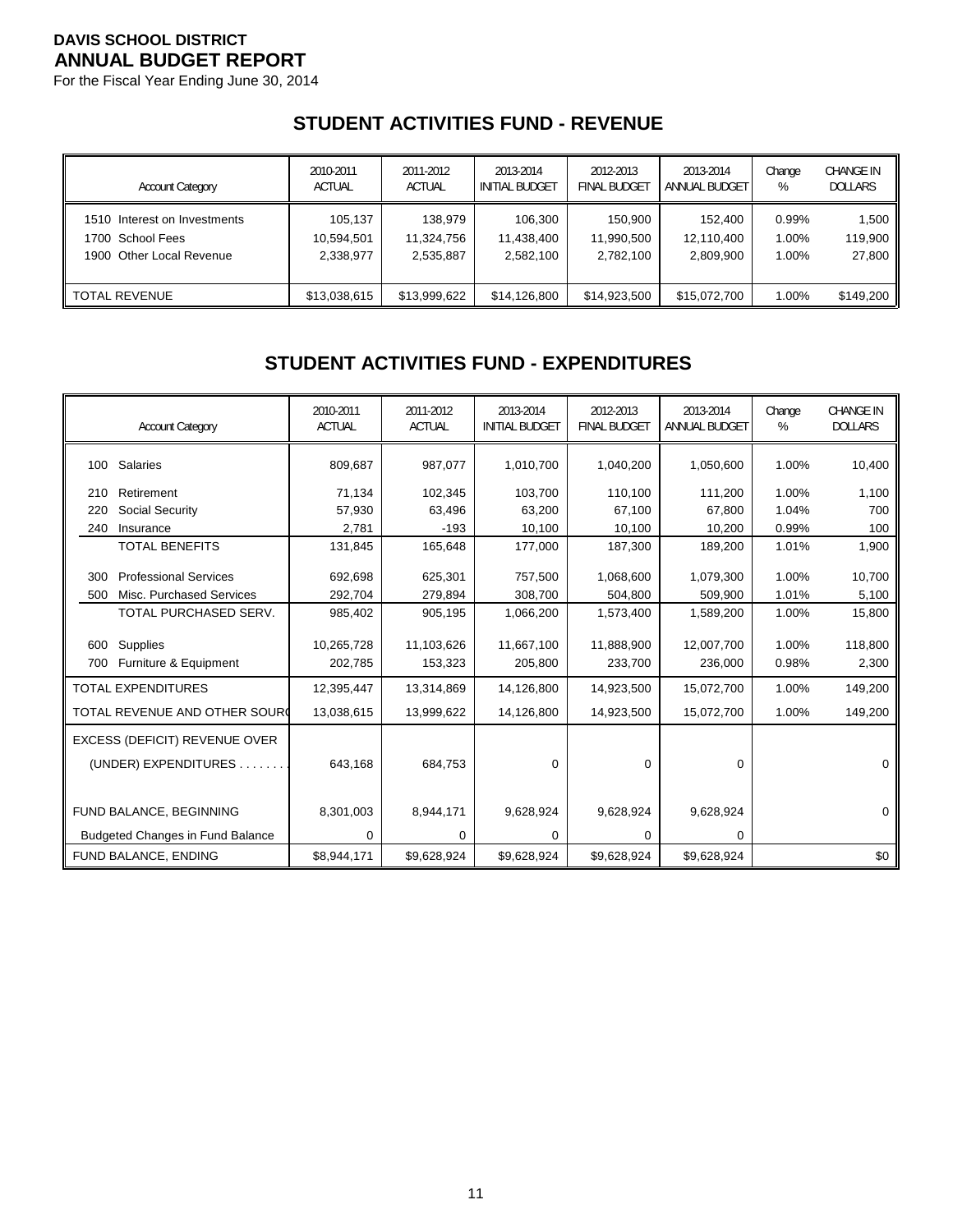**DAVIS SCHOOL DISTRICT**
**ANNUAL BUDGET REPORT**
For the Fiscal Year Ending June 30, 2014

## STUDENT ACTIVITIES FUND - REVENUE

| Account Category | 2010-2011 ACTUAL | 2011-2012 ACTUAL | 2013-2014 INITIAL BUDGET | 2012-2013 FINAL BUDGET | 2013-2014 ANNUAL BUDGET | Change % | CHANGE IN DOLLARS |
|---|---|---|---|---|---|---|---|
| 1510 Interest on Investments | 105,137 | 138,979 | 106,300 | 150,900 | 152,400 | 0.99% | 1,500 |
| 1700 School Fees | 10,594,501 | 11,324,756 | 11,438,400 | 11,990,500 | 12,110,400 | 1.00% | 119,900 |
| 1900 Other Local Revenue | 2,338,977 | 2,535,887 | 2,582,100 | 2,782,100 | 2,809,900 | 1.00% | 27,800 |
| TOTAL REVENUE | $13,038,615 | $13,999,622 | $14,126,800 | $14,923,500 | $15,072,700 | 1.00% | $149,200 |

## STUDENT ACTIVITIES FUND - EXPENDITURES

| Account Category | 2010-2011 ACTUAL | 2011-2012 ACTUAL | 2013-2014 INITIAL BUDGET | 2012-2013 FINAL BUDGET | 2013-2014 ANNUAL BUDGET | Change % | CHANGE IN DOLLARS |
|---|---|---|---|---|---|---|---|
| 100 Salaries | 809,687 | 987,077 | 1,010,700 | 1,040,200 | 1,050,600 | 1.00% | 10,400 |
| 210 Retirement | 71,134 | 102,345 | 103,700 | 110,100 | 111,200 | 1.00% | 1,100 |
| 220 Social Security | 57,930 | 63,496 | 63,200 | 67,100 | 67,800 | 1.04% | 700 |
| 240 Insurance | 2,781 | -193 | 10,100 | 10,100 | 10,200 | 0.99% | 100 |
| TOTAL BENEFITS | 131,845 | 165,648 | 177,000 | 187,300 | 189,200 | 1.01% | 1,900 |
| 300 Professional Services | 692,698 | 625,301 | 757,500 | 1,068,600 | 1,079,300 | 1.00% | 10,700 |
| 500 Misc. Purchased Services | 292,704 | 279,894 | 308,700 | 504,800 | 509,900 | 1.01% | 5,100 |
| TOTAL PURCHASED SERV. | 985,402 | 905,195 | 1,066,200 | 1,573,400 | 1,589,200 | 1.00% | 15,800 |
| 600 Supplies | 10,265,728 | 11,103,626 | 11,667,100 | 11,888,900 | 12,007,700 | 1.00% | 118,800 |
| 700 Furniture & Equipment | 202,785 | 153,323 | 205,800 | 233,700 | 236,000 | 0.98% | 2,300 |
| TOTAL EXPENDITURES | 12,395,447 | 13,314,869 | 14,126,800 | 14,923,500 | 15,072,700 | 1.00% | 149,200 |
| TOTAL REVENUE AND OTHER SOURC | 13,038,615 | 13,999,622 | 14,126,800 | 14,923,500 | 15,072,700 | 1.00% | 149,200 |
| EXCESS (DEFICIT) REVENUE OVER (UNDER) EXPENDITURES . . . . . . . | 643,168 | 684,753 | 0 | 0 | 0 | | 0 |
| FUND BALANCE, BEGINNING | 8,301,003 | 8,944,171 | 9,628,924 | 9,628,924 | 9,628,924 | | 0 |
| Budgeted Changes in Fund Balance | 0 | 0 | 0 | 0 | 0 | | |
| FUND BALANCE, ENDING | $8,944,171 | $9,628,924 | $9,628,924 | $9,628,924 | $9,628,924 | | $0 |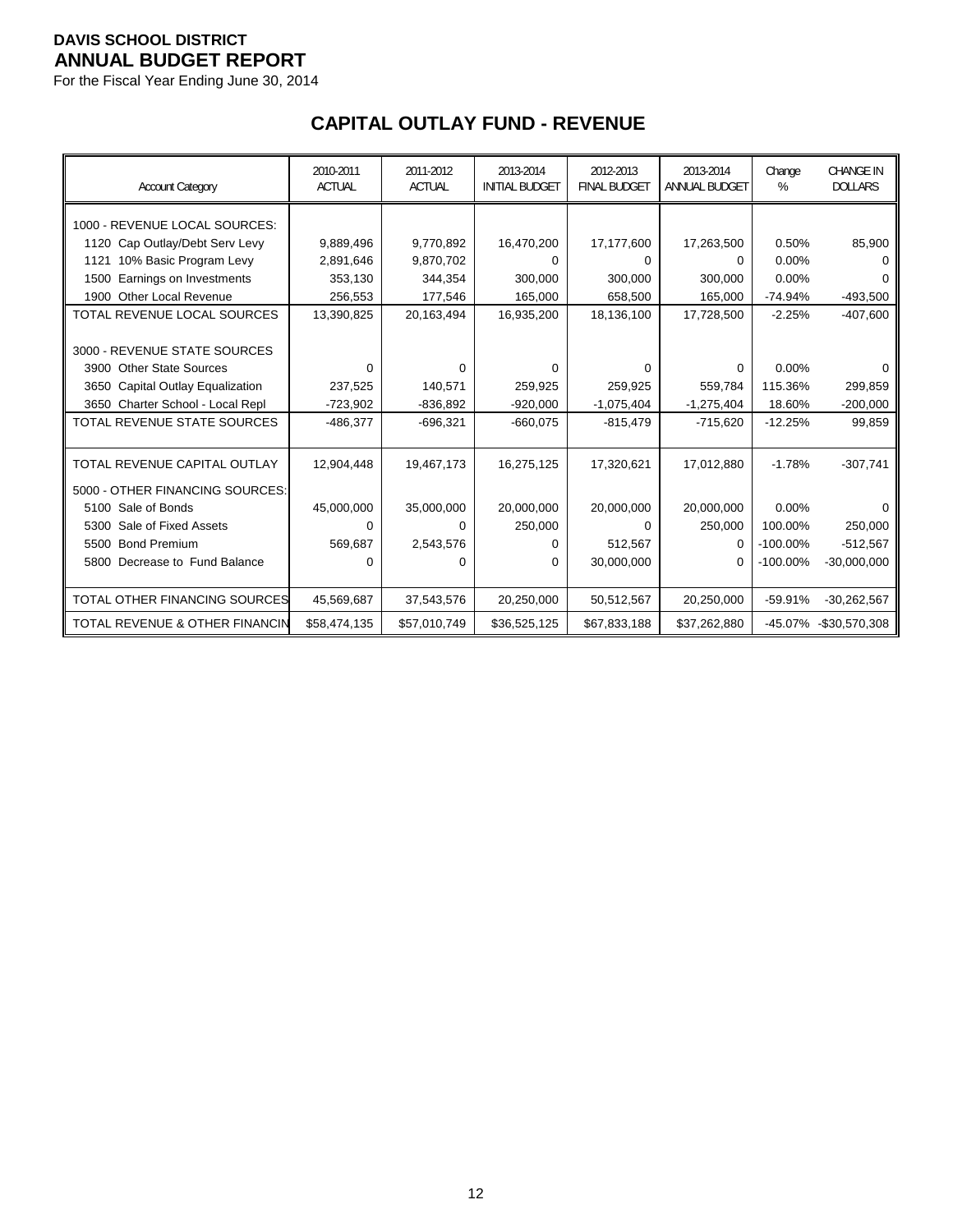**DAVIS SCHOOL DISTRICT**
**ANNUAL BUDGET REPORT**
For the Fiscal Year Ending June 30, 2014

## CAPITAL OUTLAY FUND - REVENUE

| Account Category | 2010-2011 ACTUAL | 2011-2012 ACTUAL | 2013-2014 INITIAL BUDGET | 2012-2013 FINAL BUDGET | 2013-2014 ANNUAL BUDGET | Change % | CHANGE IN DOLLARS |
|---|---|---|---|---|---|---|---|
| 1000 - REVENUE LOCAL SOURCES: | | | | | | | |
| 1120 Cap Outlay/Debt Serv Levy | 9,889,496 | 9,770,892 | 16,470,200 | 17,177,600 | 17,263,500 | 0.50% | 85,900 |
| 1121 10% Basic Program Levy | 2,891,646 | 9,870,702 | 0 | 0 | 0 | 0.00% | 0 |
| 1500 Earnings on Investments | 353,130 | 344,354 | 300,000 | 300,000 | 300,000 | 0.00% | 0 |
| 1900 Other Local Revenue | 256,553 | 177,546 | 165,000 | 658,500 | 165,000 | -74.94% | -493,500 |
| TOTAL REVENUE LOCAL SOURCES | 13,390,825 | 20,163,494 | 16,935,200 | 18,136,100 | 17,728,500 | -2.25% | -407,600 |
| 3000 - REVENUE STATE SOURCES | | | | | | | |
| 3900 Other State Sources | 0 | 0 | 0 | 0 | 0 | 0.00% | 0 |
| 3650 Capital Outlay Equalization | 237,525 | 140,571 | 259,925 | 259,925 | 559,784 | 115.36% | 299,859 |
| 3650 Charter School - Local Repl | -723,902 | -836,892 | -920,000 | -1,075,404 | -1,275,404 | 18.60% | -200,000 |
| TOTAL REVENUE STATE SOURCES | -486,377 | -696,321 | -660,075 | -815,479 | -715,620 | -12.25% | 99,859 |
| TOTAL REVENUE CAPITAL OUTLAY | 12,904,448 | 19,467,173 | 16,275,125 | 17,320,621 | 17,012,880 | -1.78% | -307,741 |
| 5000 - OTHER FINANCING SOURCES: | | | | | | | |
| 5100 Sale of Bonds | 45,000,000 | 35,000,000 | 20,000,000 | 20,000,000 | 20,000,000 | 0.00% | 0 |
| 5300 Sale of Fixed Assets | 0 | 0 | 250,000 | 0 | 250,000 | 100.00% | 250,000 |
| 5500 Bond Premium | 569,687 | 2,543,576 | 0 | 512,567 | 0 | -100.00% | -512,567 |
| 5800 Decrease to Fund Balance | 0 | 0 | 0 | 30,000,000 | 0 | -100.00% | -30,000,000 |
| TOTAL OTHER FINANCING SOURCES | 45,569,687 | 37,543,576 | 20,250,000 | 50,512,567 | 20,250,000 | -59.91% | -30,262,567 |
| TOTAL REVENUE & OTHER FINANCIN | $58,474,135 | $57,010,749 | $36,525,125 | $67,833,188 | $37,262,880 | -45.07% | -$30,570,308 |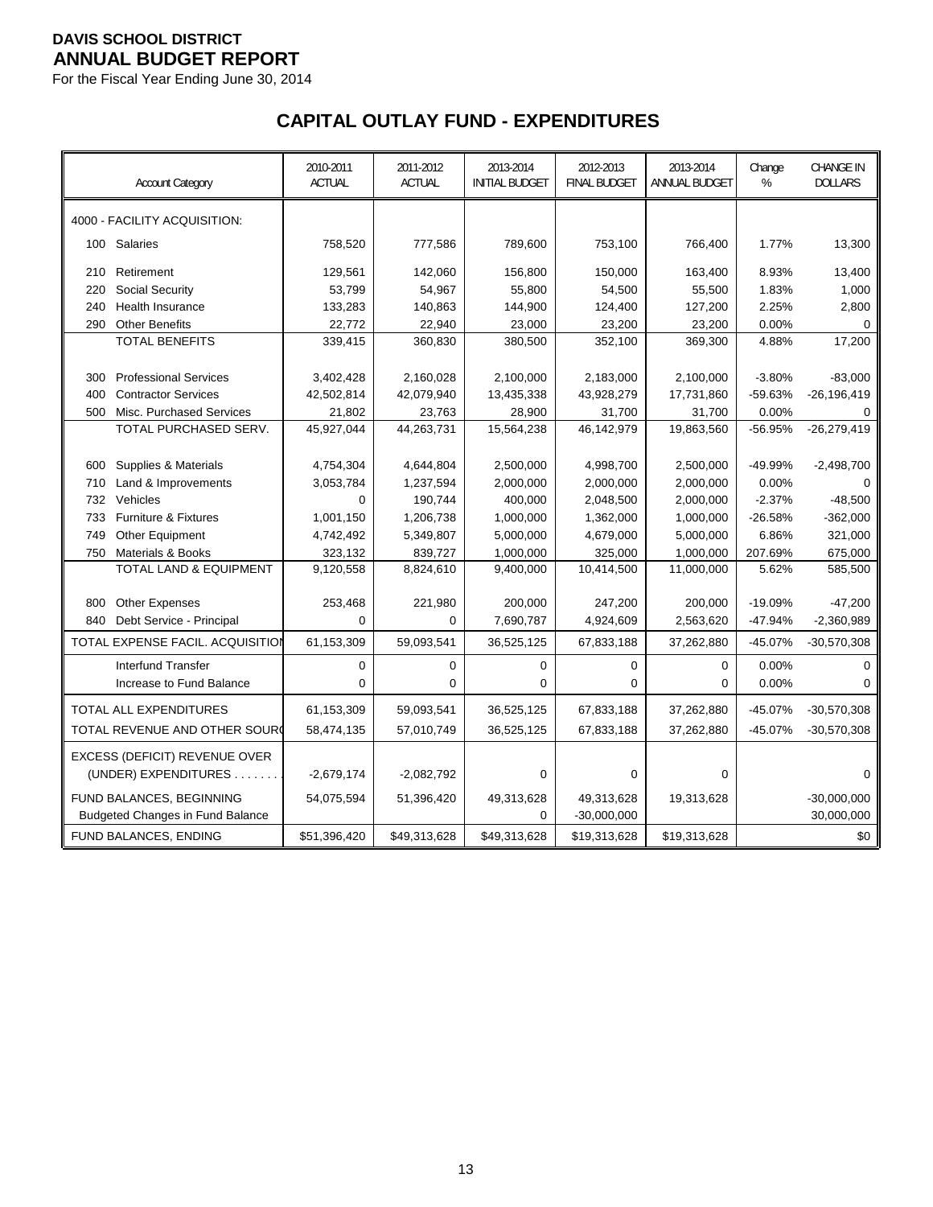**DAVIS SCHOOL DISTRICT**
**ANNUAL BUDGET REPORT**
For the Fiscal Year Ending June 30, 2014

## CAPITAL OUTLAY FUND - EXPENDITURES

| Account Category | 2010-2011 ACTUAL | 2011-2012 ACTUAL | 2013-2014 INITIAL BUDGET | 2012-2013 FINAL BUDGET | 2013-2014 ANNUAL BUDGET | Change % | CHANGE IN DOLLARS |
|---|---|---|---|---|---|---|---|
| 4000 - FACILITY ACQUISITION: | | | | | | | |
| 100 Salaries | 758,520 | 777,586 | 789,600 | 753,100 | 766,400 | 1.77% | 13,300 |
| 210 Retirement | 129,561 | 142,060 | 156,800 | 150,000 | 163,400 | 8.93% | 13,400 |
| 220 Social Security | 53,799 | 54,967 | 55,800 | 54,500 | 55,500 | 1.83% | 1,000 |
| 240 Health Insurance | 133,283 | 140,863 | 144,900 | 124,400 | 127,200 | 2.25% | 2,800 |
| 290 Other Benefits | 22,772 | 22,940 | 23,000 | 23,200 | 23,200 | 0.00% | 0 |
| TOTAL BENEFITS | 339,415 | 360,830 | 380,500 | 352,100 | 369,300 | 4.88% | 17,200 |
| 300 Professional Services | 3,402,428 | 2,160,028 | 2,100,000 | 2,183,000 | 2,100,000 | -3.80% | -83,000 |
| 400 Contractor Services | 42,502,814 | 42,079,940 | 13,435,338 | 43,928,279 | 17,731,860 | -59.63% | -26,196,419 |
| 500 Misc. Purchased Services | 21,802 | 23,763 | 28,900 | 31,700 | 31,700 | 0.00% | 0 |
| TOTAL PURCHASED SERV. | 45,927,044 | 44,263,731 | 15,564,238 | 46,142,979 | 19,863,560 | -56.95% | -26,279,419 |
| 600 Supplies & Materials | 4,754,304 | 4,644,804 | 2,500,000 | 4,998,700 | 2,500,000 | -49.99% | -2,498,700 |
| 710 Land & Improvements | 3,053,784 | 1,237,594 | 2,000,000 | 2,000,000 | 2,000,000 | 0.00% | 0 |
| 732 Vehicles | 0 | 190,744 | 400,000 | 2,048,500 | 2,000,000 | -2.37% | -48,500 |
| 733 Furniture & Fixtures | 1,001,150 | 1,206,738 | 1,000,000 | 1,362,000 | 1,000,000 | -26.58% | -362,000 |
| 749 Other Equipment | 4,742,492 | 5,349,807 | 5,000,000 | 4,679,000 | 5,000,000 | 6.86% | 321,000 |
| 750 Materials & Books | 323,132 | 839,727 | 1,000,000 | 325,000 | 1,000,000 | 207.69% | 675,000 |
| TOTAL LAND & EQUIPMENT | 9,120,558 | 8,824,610 | 9,400,000 | 10,414,500 | 11,000,000 | 5.62% | 585,500 |
| 800 Other Expenses | 253,468 | 221,980 | 200,000 | 247,200 | 200,000 | -19.09% | -47,200 |
| 840 Debt Service - Principal | 0 | 0 | 7,690,787 | 4,924,609 | 2,563,620 | -47.94% | -2,360,989 |
| TOTAL EXPENSE FACIL. ACQUISITION | 61,153,309 | 59,093,541 | 36,525,125 | 67,833,188 | 37,262,880 | -45.07% | -30,570,308 |
| Interfund Transfer | 0 | 0 | 0 | 0 | 0 | 0.00% | 0 |
| Increase to Fund Balance | 0 | 0 | 0 | 0 | 0 | 0.00% | 0 |
| TOTAL ALL EXPENDITURES | 61,153,309 | 59,093,541 | 36,525,125 | 67,833,188 | 37,262,880 | -45.07% | -30,570,308 |
| TOTAL REVENUE AND OTHER SOURCES | 58,474,135 | 57,010,749 | 36,525,125 | 67,833,188 | 37,262,880 | -45.07% | -30,570,308 |
| EXCESS (DEFICIT) REVENUE OVER (UNDER) EXPENDITURES . . . . . . . | -2,679,174 | -2,082,792 | 0 | 0 | 0 | | 0 |
| FUND BALANCES, BEGINNING | 54,075,594 | 51,396,420 | 49,313,628 | 49,313,628 | 19,313,628 | | -30,000,000 |
| Budgeted Changes in Fund Balance | | | 0 | -30,000,000 | | | 30,000,000 |
| FUND BALANCES, ENDING | $51,396,420 | $49,313,628 | $49,313,628 | $19,313,628 | $19,313,628 | | $0 |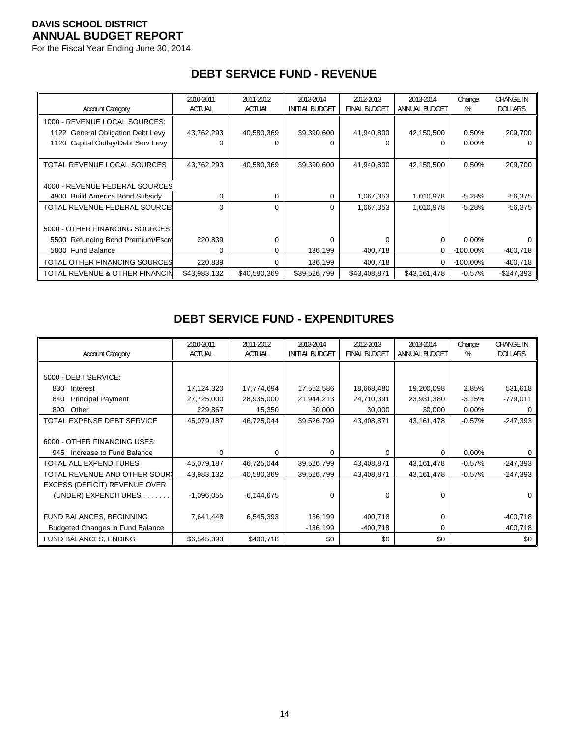**DAVIS SCHOOL DISTRICT**
**ANNUAL BUDGET REPORT**
For the Fiscal Year Ending June 30, 2014

## DEBT SERVICE FUND - REVENUE

| Account Category | 2010-2011 ACTUAL | 2011-2012 ACTUAL | 2013-2014 INITIAL BUDGET | 2012-2013 FINAL BUDGET | 2013-2014 ANNUAL BUDGET | Change % | CHANGE IN DOLLARS |
|---|---|---|---|---|---|---|---|
| 1000 - REVENUE LOCAL SOURCES: | | | | | | | |
| 1122 General Obligation Debt Levy | 43,762,293 | 40,580,369 | 39,390,600 | 41,940,800 | 42,150,500 | 0.50% | 209,700 |
| 1120 Capital Outlay/Debt Serv Levy | 0 | 0 | 0 | 0 | 0 | 0.00% | 0 |
| TOTAL REVENUE LOCAL SOURCES | 43,762,293 | 40,580,369 | 39,390,600 | 41,940,800 | 42,150,500 | 0.50% | 209,700 |
| 4000 - REVENUE FEDERAL SOURCES | | | | | | | |
| 4900 Build America Bond Subsidy | 0 | 0 | 0 | 1,067,353 | 1,010,978 | -5.28% | -56,375 |
| TOTAL REVENUE FEDERAL SOURCES | 0 | 0 | 0 | 1,067,353 | 1,010,978 | -5.28% | -56,375 |
| 5000 - OTHER FINANCING SOURCES: | | | | | | | |
| 5500 Refunding Bond Premium/Escro | 220,839 | 0 | 0 | 0 | 0 | 0.00% | 0 |
| 5800 Fund Balance | 0 | 0 | 136,199 | 400,718 | 0 | -100.00% | -400,718 |
| TOTAL OTHER FINANCING SOURCES | 220,839 | 0 | 136,199 | 400,718 | 0 | -100.00% | -400,718 |
| TOTAL REVENUE & OTHER FINANCIN | $43,983,132 | $40,580,369 | $39,526,799 | $43,408,871 | $43,161,478 | -0.57% | -$247,393 |

## DEBT SERVICE FUND - EXPENDITURES

| Account Category | 2010-2011 ACTUAL | 2011-2012 ACTUAL | 2013-2014 INITIAL BUDGET | 2012-2013 FINAL BUDGET | 2013-2014 ANNUAL BUDGET | Change % | CHANGE IN DOLLARS |
|---|---|---|---|---|---|---|---|
| 5000 - DEBT SERVICE: | | | | | | | |
| 830 Interest | 17,124,320 | 17,774,694 | 17,552,586 | 18,668,480 | 19,200,098 | 2.85% | 531,618 |
| 840 Principal Payment | 27,725,000 | 28,935,000 | 21,944,213 | 24,710,391 | 23,931,380 | -3.15% | -779,011 |
| 890 Other | 229,867 | 15,350 | 30,000 | 30,000 | 30,000 | 0.00% | 0 |
| TOTAL EXPENSE DEBT SERVICE | 45,079,187 | 46,725,044 | 39,526,799 | 43,408,871 | 43,161,478 | -0.57% | -247,393 |
| 6000 - OTHER FINANCING USES: | | | | | | | |
| 945 Increase to Fund Balance | 0 | 0 | 0 | 0 | 0 | 0.00% | 0 |
| TOTAL ALL EXPENDITURES | 45,079,187 | 46,725,044 | 39,526,799 | 43,408,871 | 43,161,478 | -0.57% | -247,393 |
| TOTAL REVENUE AND OTHER SOURC | 43,983,132 | 40,580,369 | 39,526,799 | 43,408,871 | 43,161,478 | -0.57% | -247,393 |
| EXCESS (DEFICIT) REVENUE OVER (UNDER) EXPENDITURES . . . . . . . | -1,096,055 | -6,144,675 | 0 | 0 | 0 | | 0 |
| FUND BALANCES, BEGINNING | 7,641,448 | 6,545,393 | 136,199 | 400,718 | 0 | | -400,718 |
| Budgeted Changes in Fund Balance | | | -136,199 | -400,718 | 0 | | 400,718 |
| FUND BALANCES, ENDING | $6,545,393 | $400,718 | $0 | $0 | $0 | | $0 |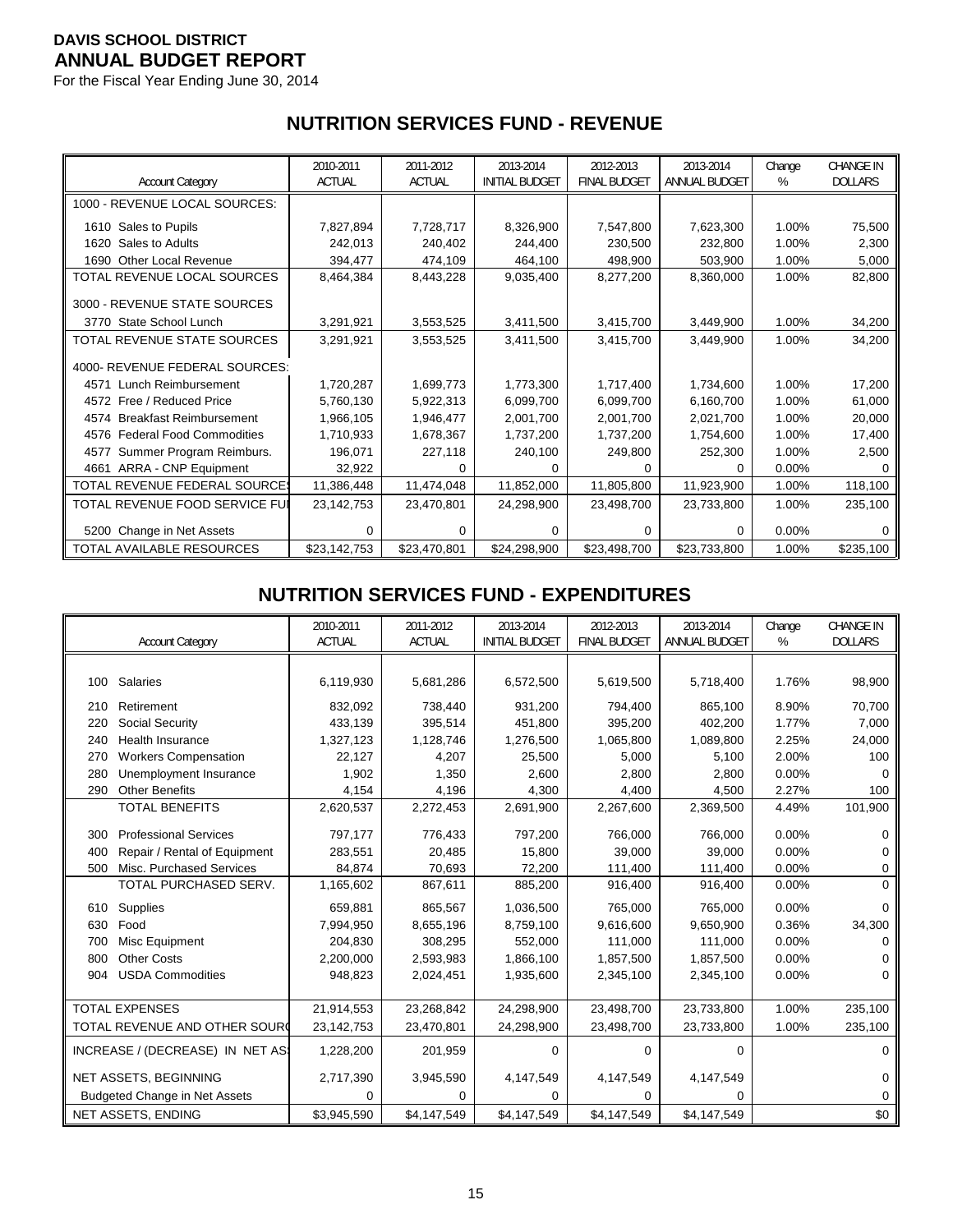**DAVIS SCHOOL DISTRICT**
**ANNUAL BUDGET REPORT**
For the Fiscal Year Ending June 30, 2014

## NUTRITION SERVICES FUND - REVENUE

| Account Category | 2010-2011 ACTUAL | 2011-2012 ACTUAL | 2013-2014 INITIAL BUDGET | 2012-2013 FINAL BUDGET | 2013-2014 ANNUAL BUDGET | Change % | CHANGE IN DOLLARS |
|---|---|---|---|---|---|---|---|
| 1000 - REVENUE LOCAL SOURCES: | | | | | | | |
| 1610 Sales to Pupils | 7,827,894 | 7,728,717 | 8,326,900 | 7,547,800 | 7,623,300 | 1.00% | 75,500 |
| 1620 Sales to Adults | 242,013 | 240,402 | 244,400 | 230,500 | 232,800 | 1.00% | 2,300 |
| 1690 Other Local Revenue | 394,477 | 474,109 | 464,100 | 498,900 | 503,900 | 1.00% | 5,000 |
| TOTAL REVENUE LOCAL SOURCES | 8,464,384 | 8,443,228 | 9,035,400 | 8,277,200 | 8,360,000 | 1.00% | 82,800 |
| 3000 - REVENUE STATE SOURCES | | | | | | | |
| 3770 State School Lunch | 3,291,921 | 3,553,525 | 3,411,500 | 3,415,700 | 3,449,900 | 1.00% | 34,200 |
| TOTAL REVENUE STATE SOURCES | 3,291,921 | 3,553,525 | 3,411,500 | 3,415,700 | 3,449,900 | 1.00% | 34,200 |
| 4000- REVENUE FEDERAL SOURCES: | | | | | | | |
| 4571 Lunch Reimbursement | 1,720,287 | 1,699,773 | 1,773,300 | 1,717,400 | 1,734,600 | 1.00% | 17,200 |
| 4572 Free / Reduced Price | 5,760,130 | 5,922,313 | 6,099,700 | 6,099,700 | 6,160,700 | 1.00% | 61,000 |
| 4574 Breakfast Reimbursement | 1,966,105 | 1,946,477 | 2,001,700 | 2,001,700 | 2,021,700 | 1.00% | 20,000 |
| 4576 Federal Food Commodities | 1,710,933 | 1,678,367 | 1,737,200 | 1,737,200 | 1,754,600 | 1.00% | 17,400 |
| 4577 Summer Program Reimburs. | 196,071 | 227,118 | 240,100 | 249,800 | 252,300 | 1.00% | 2,500 |
| 4661 ARRA - CNP Equipment | 32,922 | 0 | 0 | 0 | 0 | 0.00% | 0 |
| TOTAL REVENUE FEDERAL SOURCES | 11,386,448 | 11,474,048 | 11,852,000 | 11,805,800 | 11,923,900 | 1.00% | 118,100 |
| TOTAL REVENUE FOOD SERVICE FUI | 23,142,753 | 23,470,801 | 24,298,900 | 23,498,700 | 23,733,800 | 1.00% | 235,100 |
| 5200 Change in Net Assets | 0 | 0 | 0 | 0 | 0 | 0.00% | 0 |
| TOTAL AVAILABLE RESOURCES | $23,142,753 | $23,470,801 | $24,298,900 | $23,498,700 | $23,733,800 | 1.00% | $235,100 |

## NUTRITION SERVICES FUND - EXPENDITURES

| Account Category | 2010-2011 ACTUAL | 2011-2012 ACTUAL | 2013-2014 INITIAL BUDGET | 2012-2013 FINAL BUDGET | 2013-2014 ANNUAL BUDGET | Change % | CHANGE IN DOLLARS |
|---|---|---|---|---|---|---|---|
| 100 Salaries | 6,119,930 | 5,681,286 | 6,572,500 | 5,619,500 | 5,718,400 | 1.76% | 98,900 |
| 210 Retirement | 832,092 | 738,440 | 931,200 | 794,400 | 865,100 | 8.90% | 70,700 |
| 220 Social Security | 433,139 | 395,514 | 451,800 | 395,200 | 402,200 | 1.77% | 7,000 |
| 240 Health Insurance | 1,327,123 | 1,128,746 | 1,276,500 | 1,065,800 | 1,089,800 | 2.25% | 24,000 |
| 270 Workers Compensation | 22,127 | 4,207 | 25,500 | 5,000 | 5,100 | 2.00% | 100 |
| 280 Unemployment Insurance | 1,902 | 1,350 | 2,600 | 2,800 | 2,800 | 0.00% | 0 |
| 290 Other Benefits | 4,154 | 4,196 | 4,300 | 4,400 | 4,500 | 2.27% | 100 |
| TOTAL BENEFITS | 2,620,537 | 2,272,453 | 2,691,900 | 2,267,600 | 2,369,500 | 4.49% | 101,900 |
| 300 Professional Services | 797,177 | 776,433 | 797,200 | 766,000 | 766,000 | 0.00% | 0 |
| 400 Repair / Rental of Equipment | 283,551 | 20,485 | 15,800 | 39,000 | 39,000 | 0.00% | 0 |
| 500 Misc. Purchased Services | 84,874 | 70,693 | 72,200 | 111,400 | 111,400 | 0.00% | 0 |
| TOTAL PURCHASED SERV. | 1,165,602 | 867,611 | 885,200 | 916,400 | 916,400 | 0.00% | 0 |
| 610 Supplies | 659,881 | 865,567 | 1,036,500 | 765,000 | 765,000 | 0.00% | 0 |
| 630 Food | 7,994,950 | 8,655,196 | 8,759,100 | 9,616,600 | 9,650,900 | 0.36% | 34,300 |
| 700 Misc Equipment | 204,830 | 308,295 | 552,000 | 111,000 | 111,000 | 0.00% | 0 |
| 800 Other Costs | 2,200,000 | 2,593,983 | 1,866,100 | 1,857,500 | 1,857,500 | 0.00% | 0 |
| 904 USDA Commodities | 948,823 | 2,024,451 | 1,935,600 | 2,345,100 | 2,345,100 | 0.00% | 0 |
| TOTAL EXPENSES | 21,914,553 | 23,268,842 | 24,298,900 | 23,498,700 | 23,733,800 | 1.00% | 235,100 |
| TOTAL REVENUE AND OTHER SOURC | 23,142,753 | 23,470,801 | 24,298,900 | 23,498,700 | 23,733,800 | 1.00% | 235,100 |
| INCREASE / (DECREASE) IN NET AS | 1,228,200 | 201,959 | 0 | 0 | 0 | | 0 |
| NET ASSETS, BEGINNING | 2,717,390 | 3,945,590 | 4,147,549 | 4,147,549 | 4,147,549 | | 0 |
| Budgeted Change in Net Assets | 0 | 0 | 0 | 0 | 0 | | 0 |
| NET ASSETS, ENDING | $3,945,590 | $4,147,549 | $4,147,549 | $4,147,549 | $4,147,549 | | $0 |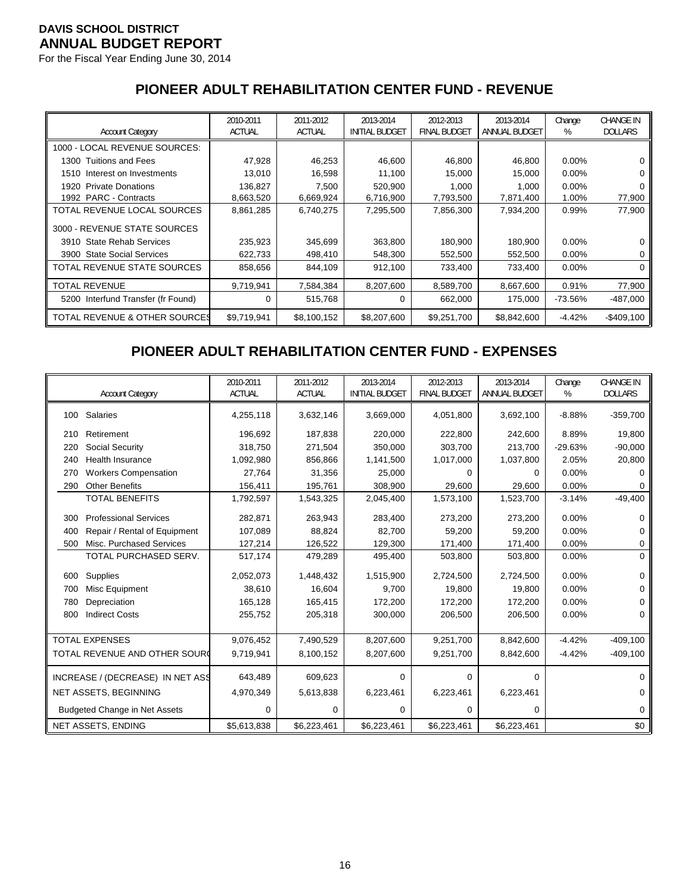**DAVIS SCHOOL DISTRICT**
**ANNUAL BUDGET REPORT**
For the Fiscal Year Ending June 30, 2014

## PIONEER ADULT REHABILITATION CENTER FUND - REVENUE

| Account Category | 2010-2011 ACTUAL | 2011-2012 ACTUAL | 2013-2014 INITIAL BUDGET | 2012-2013 FINAL BUDGET | 2013-2014 ANNUAL BUDGET | Change % | CHANGE IN DOLLARS |
|---|---|---|---|---|---|---|---|
| 1000 - LOCAL REVENUE SOURCES: | | | | | | | |
| 1300 Tuitions and Fees | 47,928 | 46,253 | 46,600 | 46,800 | 46,800 | 0.00% | 0 |
| 1510 Interest on Investments | 13,010 | 16,598 | 11,100 | 15,000 | 15,000 | 0.00% | 0 |
| 1920 Private Donations | 136,827 | 7,500 | 520,900 | 1,000 | 1,000 | 0.00% | 0 |
| 1992 PARC - Contracts | 8,663,520 | 6,669,924 | 6,716,900 | 7,793,500 | 7,871,400 | 1.00% | 77,900 |
| TOTAL REVENUE LOCAL SOURCES | 8,861,285 | 6,740,275 | 7,295,500 | 7,856,300 | 7,934,200 | 0.99% | 77,900 |
| 3000 - REVENUE STATE SOURCES | | | | | | | |
| 3910 State Rehab Services | 235,923 | 345,699 | 363,800 | 180,900 | 180,900 | 0.00% | 0 |
| 3900 State Social Services | 622,733 | 498,410 | 548,300 | 552,500 | 552,500 | 0.00% | 0 |
| TOTAL REVENUE STATE SOURCES | 858,656 | 844,109 | 912,100 | 733,400 | 733,400 | 0.00% | 0 |
| TOTAL REVENUE | 9,719,941 | 7,584,384 | 8,207,600 | 8,589,700 | 8,667,600 | 0.91% | 77,900 |
| 5200 Interfund Transfer (fr Found) | 0 | 515,768 | 0 | 662,000 | 175,000 | -73.56% | -487,000 |
| TOTAL REVENUE & OTHER SOURCES | $9,719,941 | $8,100,152 | $8,207,600 | $9,251,700 | $8,842,600 | -4.42% | -$409,100 |

## PIONEER ADULT REHABILITATION CENTER FUND - EXPENSES

| Account Category | 2010-2011 ACTUAL | 2011-2012 ACTUAL | 2013-2014 INITIAL BUDGET | 2012-2013 FINAL BUDGET | 2013-2014 ANNUAL BUDGET | Change % | CHANGE IN DOLLARS |
|---|---|---|---|---|---|---|---|
| 100 Salaries | 4,255,118 | 3,632,146 | 3,669,000 | 4,051,800 | 3,692,100 | -8.88% | -359,700 |
| 210 Retirement | 196,692 | 187,838 | 220,000 | 222,800 | 242,600 | 8.89% | 19,800 |
| 220 Social Security | 318,750 | 271,504 | 350,000 | 303,700 | 213,700 | -29.63% | -90,000 |
| 240 Health Insurance | 1,092,980 | 856,866 | 1,141,500 | 1,017,000 | 1,037,800 | 2.05% | 20,800 |
| 270 Workers Compensation | 27,764 | 31,356 | 25,000 | 0 | 0 | 0.00% | 0 |
| 290 Other Benefits | 156,411 | 195,761 | 308,900 | 29,600 | 29,600 | 0.00% | 0 |
| TOTAL BENEFITS | 1,792,597 | 1,543,325 | 2,045,400 | 1,573,100 | 1,523,700 | -3.14% | -49,400 |
| 300 Professional Services | 282,871 | 263,943 | 283,400 | 273,200 | 273,200 | 0.00% | 0 |
| 400 Repair / Rental of Equipment | 107,089 | 88,824 | 82,700 | 59,200 | 59,200 | 0.00% | 0 |
| 500 Misc. Purchased Services | 127,214 | 126,522 | 129,300 | 171,400 | 171,400 | 0.00% | 0 |
| TOTAL PURCHASED SERV. | 517,174 | 479,289 | 495,400 | 503,800 | 503,800 | 0.00% | 0 |
| 600 Supplies | 2,052,073 | 1,448,432 | 1,515,900 | 2,724,500 | 2,724,500 | 0.00% | 0 |
| 700 Misc Equipment | 38,610 | 16,604 | 9,700 | 19,800 | 19,800 | 0.00% | 0 |
| 780 Depreciation | 165,128 | 165,415 | 172,200 | 172,200 | 172,200 | 0.00% | 0 |
| 800 Indirect Costs | 255,752 | 205,318 | 300,000 | 206,500 | 206,500 | 0.00% | 0 |
| TOTAL EXPENSES | 9,076,452 | 7,490,529 | 8,207,600 | 9,251,700 | 8,842,600 | -4.42% | -409,100 |
| TOTAL REVENUE AND OTHER SOURC | 9,719,941 | 8,100,152 | 8,207,600 | 9,251,700 | 8,842,600 | -4.42% | -409,100 |
| INCREASE / (DECREASE) IN NET ASS | 643,489 | 609,623 | 0 | 0 | 0 | | 0 |
| NET ASSETS, BEGINNING | 4,970,349 | 5,613,838 | 6,223,461 | 6,223,461 | 6,223,461 | | 0 |
| Budgeted Change in Net Assets | 0 | 0 | 0 | 0 | 0 | | 0 |
| NET ASSETS, ENDING | $5,613,838 | $6,223,461 | $6,223,461 | $6,223,461 | $6,223,461 | | $0 |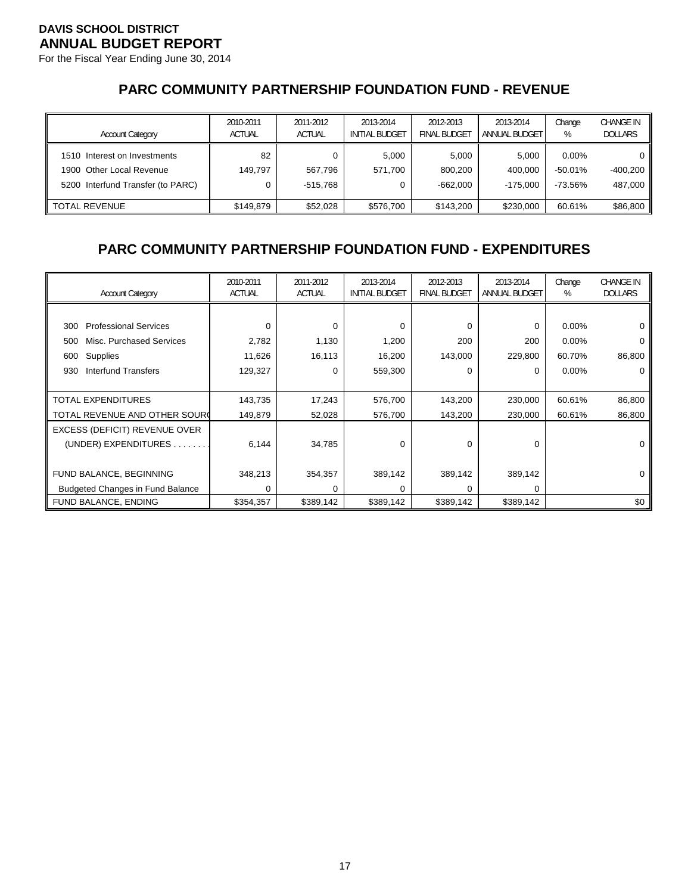**DAVIS SCHOOL DISTRICT**
**ANNUAL BUDGET REPORT**
For the Fiscal Year Ending June 30, 2014

## PARC COMMUNITY PARTNERSHIP FOUNDATION FUND - REVENUE

| Account Category | 2010-2011 ACTUAL | 2011-2012 ACTUAL | 2013-2014 INITIAL BUDGET | 2012-2013 FINAL BUDGET | 2013-2014 ANNUAL BUDGET | Change % | CHANGE IN DOLLARS |
|---|---|---|---|---|---|---|---|
| 1510 Interest on Investments | 82 | 0 | 5,000 | 5,000 | 5,000 | 0.00% | 0 |
| 1900 Other Local Revenue | 149,797 | 567,796 | 571,700 | 800,200 | 400,000 | -50.01% | -400,200 |
| 5200 Interfund Transfer (to PARC) | 0 | -515,768 | 0 | -662,000 | -175,000 | -73.56% | 487,000 |
| TOTAL REVENUE | $149,879 | $52,028 | $576,700 | $143,200 | $230,000 | 60.61% | $86,800 |

## PARC COMMUNITY PARTNERSHIP FOUNDATION FUND - EXPENDITURES

| Account Category | 2010-2011 ACTUAL | 2011-2012 ACTUAL | 2013-2014 INITIAL BUDGET | 2012-2013 FINAL BUDGET | 2013-2014 ANNUAL BUDGET | Change % | CHANGE IN DOLLARS |
|---|---|---|---|---|---|---|---|
| 300 Professional Services | 0 | 0 | 0 | 0 | 0 | 0.00% | 0 |
| 500 Misc. Purchased Services | 2,782 | 1,130 | 1,200 | 200 | 200 | 0.00% | 0 |
| 600 Supplies | 11,626 | 16,113 | 16,200 | 143,000 | 229,800 | 60.70% | 86,800 |
| 930 Interfund Transfers | 129,327 | 0 | 559,300 | 0 | 0 | 0.00% | 0 |
| TOTAL EXPENDITURES | 143,735 | 17,243 | 576,700 | 143,200 | 230,000 | 60.61% | 86,800 |
| TOTAL REVENUE AND OTHER SOURC | 149,879 | 52,028 | 576,700 | 143,200 | 230,000 | 60.61% | 86,800 |
| EXCESS (DEFICIT) REVENUE OVER (UNDER) EXPENDITURES . . . . . . . | 6,144 | 34,785 | 0 | 0 | 0 | | 0 |
| FUND BALANCE, BEGINNING | 348,213 | 354,357 | 389,142 | 389,142 | 389,142 | | 0 |
| Budgeted Changes in Fund Balance | 0 | 0 | 0 | 0 | 0 | | |
| FUND BALANCE, ENDING | $354,357 | $389,142 | $389,142 | $389,142 | $389,142 | | $0 |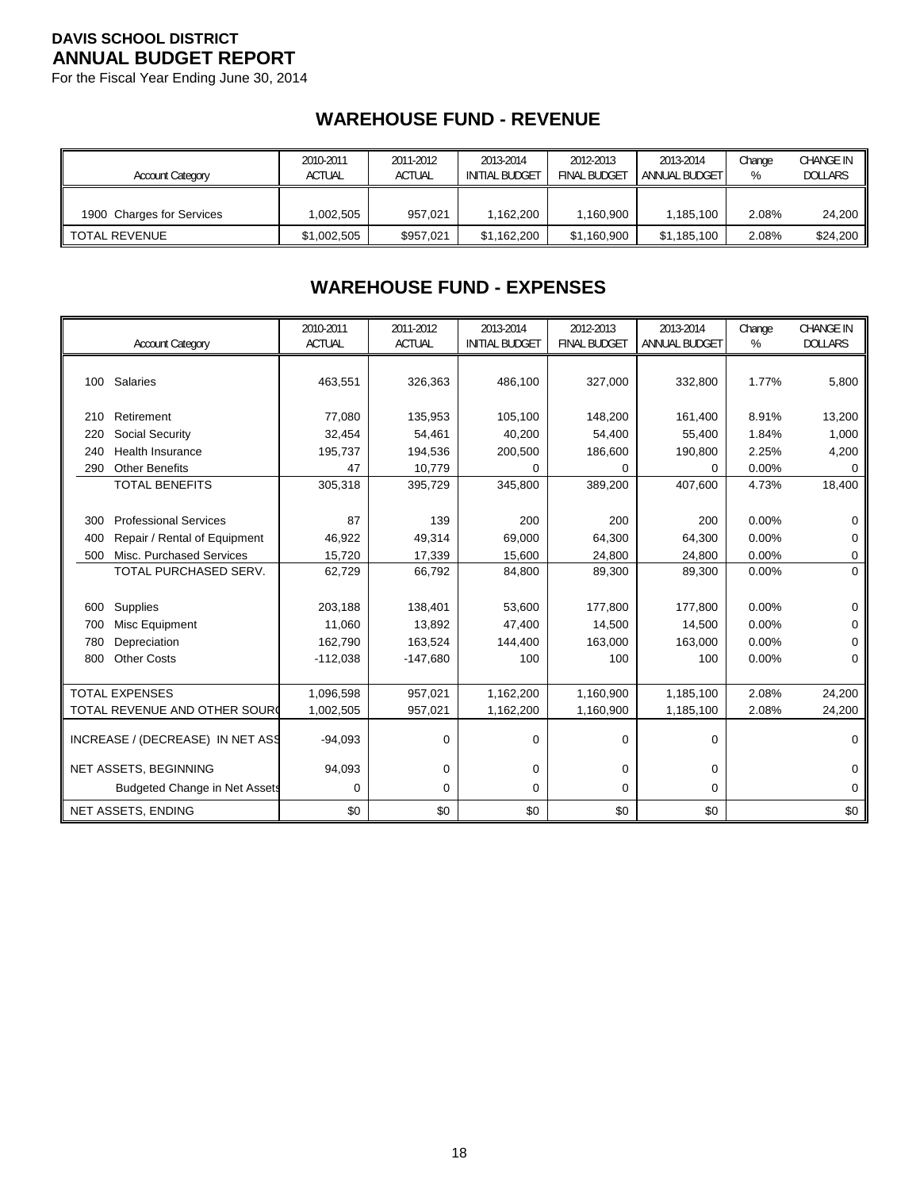**DAVIS SCHOOL DISTRICT**
**ANNUAL BUDGET REPORT**
For the Fiscal Year Ending June 30, 2014

## WAREHOUSE FUND - REVENUE

| Account Category | 2010-2011 ACTUAL | 2011-2012 ACTUAL | 2013-2014 INITIAL BUDGET | 2012-2013 FINAL BUDGET | 2013-2014 ANNUAL BUDGET | Change % | CHANGE IN DOLLARS |
|---|---|---|---|---|---|---|---|
| 1900 Charges for Services | 1,002,505 | 957,021 | 1,162,200 | 1,160,900 | 1,185,100 | 2.08% | 24,200 |
| TOTAL REVENUE | $1,002,505 | $957,021 | $1,162,200 | $1,160,900 | $1,185,100 | 2.08% | $24,200 |

## WAREHOUSE FUND - EXPENSES

| Account Category | 2010-2011 ACTUAL | 2011-2012 ACTUAL | 2013-2014 INITIAL BUDGET | 2012-2013 FINAL BUDGET | 2013-2014 ANNUAL BUDGET | Change % | CHANGE IN DOLLARS |
|---|---|---|---|---|---|---|---|
| 100 Salaries | 463,551 | 326,363 | 486,100 | 327,000 | 332,800 | 1.77% | 5,800 |
| 210 Retirement | 77,080 | 135,953 | 105,100 | 148,200 | 161,400 | 8.91% | 13,200 |
| 220 Social Security | 32,454 | 54,461 | 40,200 | 54,400 | 55,400 | 1.84% | 1,000 |
| 240 Health Insurance | 195,737 | 194,536 | 200,500 | 186,600 | 190,800 | 2.25% | 4,200 |
| 290 Other Benefits | 47 | 10,779 | 0 | 0 | 0 | 0.00% | 0 |
| TOTAL BENEFITS | 305,318 | 395,729 | 345,800 | 389,200 | 407,600 | 4.73% | 18,400 |
| 300 Professional Services | 87 | 139 | 200 | 200 | 200 | 0.00% | 0 |
| 400 Repair / Rental of Equipment | 46,922 | 49,314 | 69,000 | 64,300 | 64,300 | 0.00% | 0 |
| 500 Misc. Purchased Services | 15,720 | 17,339 | 15,600 | 24,800 | 24,800 | 0.00% | 0 |
| TOTAL PURCHASED SERV. | 62,729 | 66,792 | 84,800 | 89,300 | 89,300 | 0.00% | 0 |
| 600 Supplies | 203,188 | 138,401 | 53,600 | 177,800 | 177,800 | 0.00% | 0 |
| 700 Misc Equipment | 11,060 | 13,892 | 47,400 | 14,500 | 14,500 | 0.00% | 0 |
| 780 Depreciation | 162,790 | 163,524 | 144,400 | 163,000 | 163,000 | 0.00% | 0 |
| 800 Other Costs | -112,038 | -147,680 | 100 | 100 | 100 | 0.00% | 0 |
| TOTAL EXPENSES | 1,096,598 | 957,021 | 1,162,200 | 1,160,900 | 1,185,100 | 2.08% | 24,200 |
| TOTAL REVENUE AND OTHER SOURC | 1,002,505 | 957,021 | 1,162,200 | 1,160,900 | 1,185,100 | 2.08% | 24,200 |
| INCREASE / (DECREASE) IN NET ASS | -94,093 | 0 | 0 | 0 | 0 | | 0 |
| NET ASSETS, BEGINNING | 94,093 | 0 | 0 | 0 | 0 | | 0 |
| Budgeted Change in Net Assets | 0 | 0 | 0 | 0 | 0 | | 0 |
| NET ASSETS, ENDING | $0 | $0 | $0 | $0 | $0 | | $0 |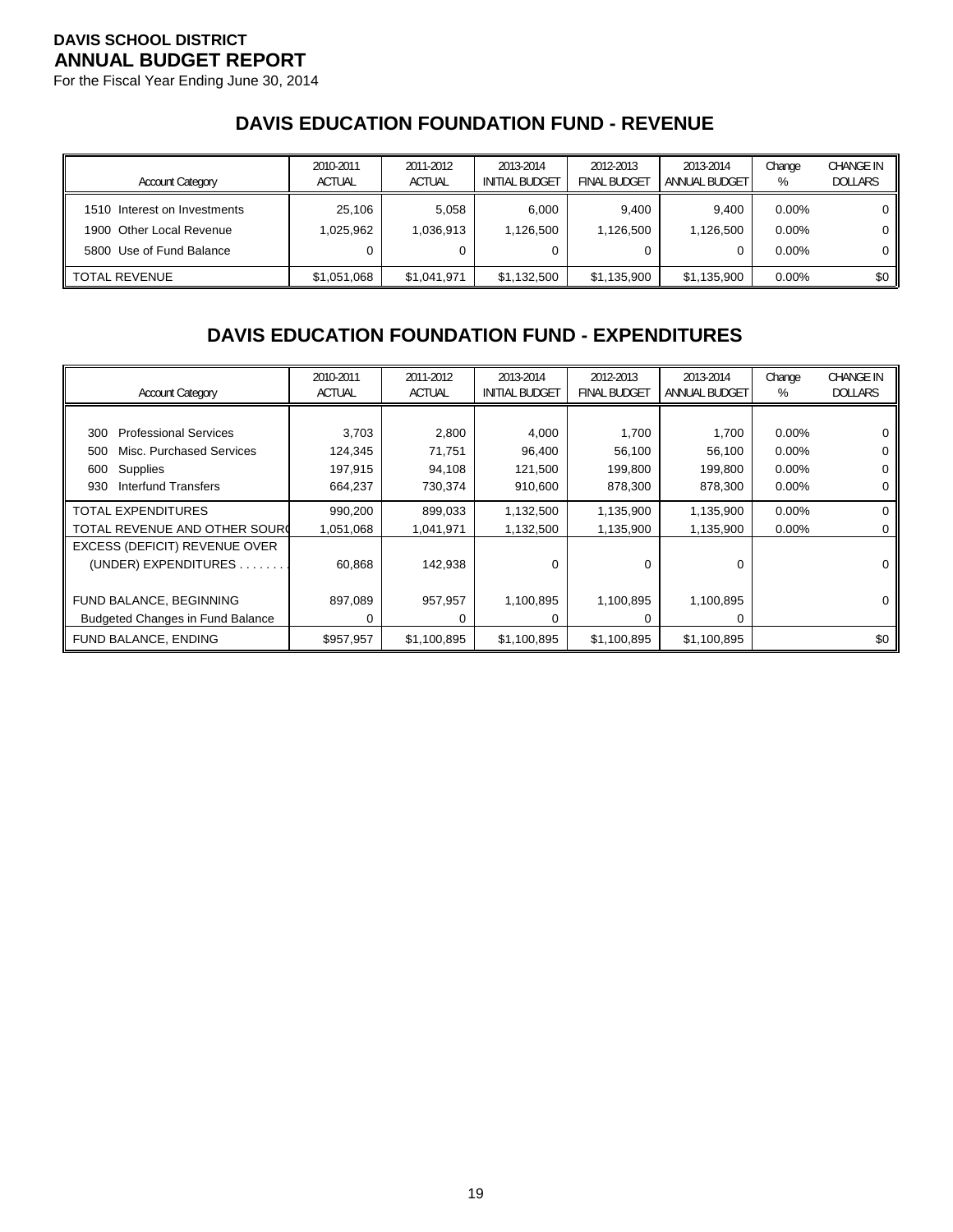**DAVIS SCHOOL DISTRICT**
**ANNUAL BUDGET REPORT**
For the Fiscal Year Ending June 30, 2014

## DAVIS EDUCATION FOUNDATION FUND - REVENUE

| Account Category | 2010-2011 ACTUAL | 2011-2012 ACTUAL | 2013-2014 INITIAL BUDGET | 2012-2013 FINAL BUDGET | 2013-2014 ANNUAL BUDGET | Change % | CHANGE IN DOLLARS |
|---|---|---|---|---|---|---|---|
| 1510 Interest on Investments | 25,106 | 5,058 | 6,000 | 9,400 | 9,400 | 0.00% | 0 |
| 1900 Other Local Revenue | 1,025,962 | 1,036,913 | 1,126,500 | 1,126,500 | 1,126,500 | 0.00% | 0 |
| 5800 Use of Fund Balance | 0 | 0 | 0 | 0 | 0 | 0.00% | 0 |
| TOTAL REVENUE | $1,051,068 | $1,041,971 | $1,132,500 | $1,135,900 | $1,135,900 | 0.00% | $0 |

## DAVIS EDUCATION FOUNDATION FUND - EXPENDITURES

| Account Category | 2010-2011 ACTUAL | 2011-2012 ACTUAL | 2013-2014 INITIAL BUDGET | 2012-2013 FINAL BUDGET | 2013-2014 ANNUAL BUDGET | Change % | CHANGE IN DOLLARS |
|---|---|---|---|---|---|---|---|
| 300 Professional Services | 3,703 | 2,800 | 4,000 | 1,700 | 1,700 | 0.00% | 0 |
| 500 Misc. Purchased Services | 124,345 | 71,751 | 96,400 | 56,100 | 56,100 | 0.00% | 0 |
| 600 Supplies | 197,915 | 94,108 | 121,500 | 199,800 | 199,800 | 0.00% | 0 |
| 930 Interfund Transfers | 664,237 | 730,374 | 910,600 | 878,300 | 878,300 | 0.00% | 0 |
| TOTAL EXPENDITURES | 990,200 | 899,033 | 1,132,500 | 1,135,900 | 1,135,900 | 0.00% | 0 |
| TOTAL REVENUE AND OTHER SOURC | 1,051,068 | 1,041,971 | 1,132,500 | 1,135,900 | 1,135,900 | 0.00% | 0 |
| EXCESS (DEFICIT) REVENUE OVER (UNDER) EXPENDITURES . . . . . . . | 60,868 | 142,938 | 0 | 0 | 0 | | 0 |
| FUND BALANCE, BEGINNING | 897,089 | 957,957 | 1,100,895 | 1,100,895 | 1,100,895 | | 0 |
| Budgeted Changes in Fund Balance | 0 | 0 | 0 | 0 | 0 | | |
| FUND BALANCE, ENDING | $957,957 | $1,100,895 | $1,100,895 | $1,100,895 | $1,100,895 | | $0 |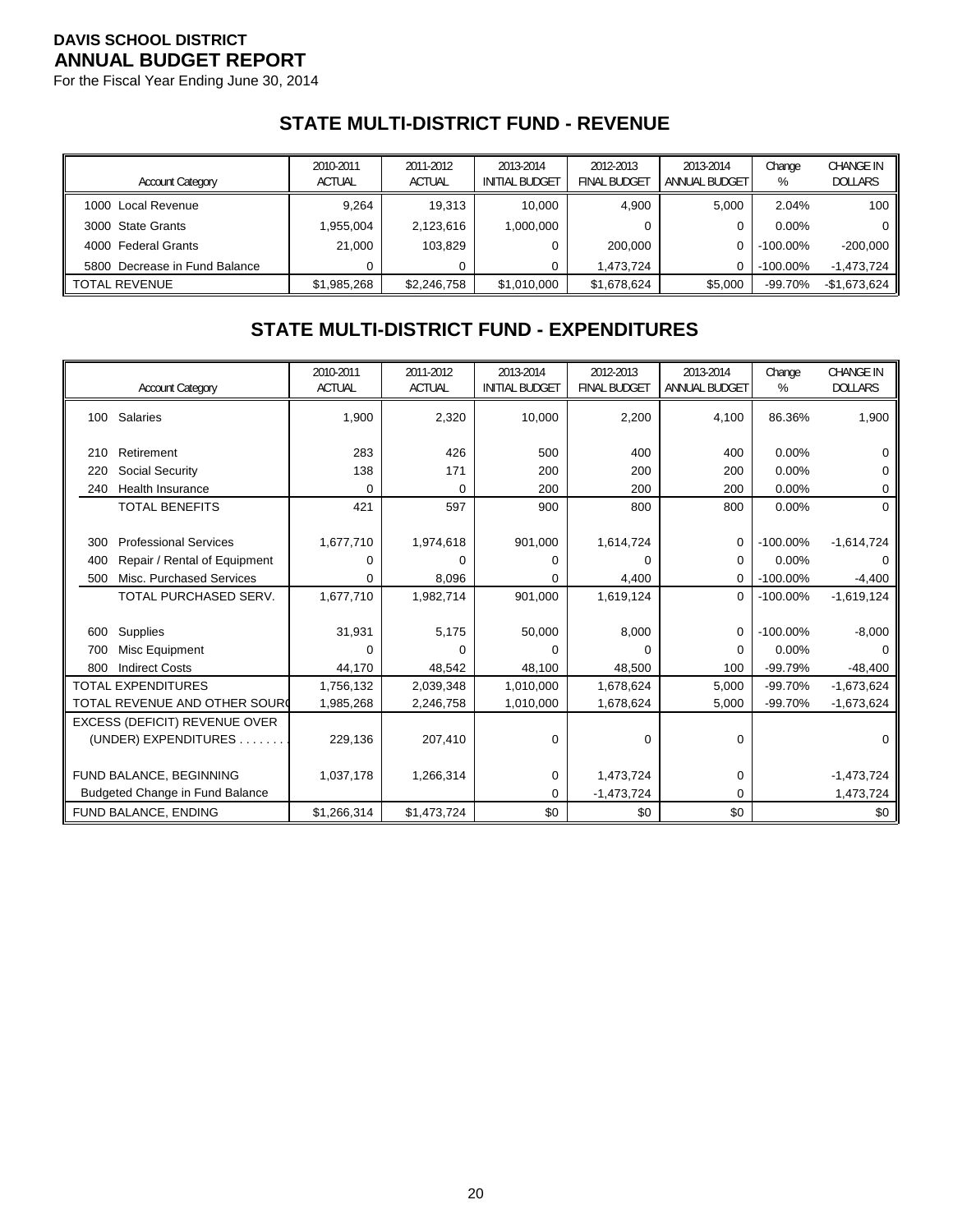**DAVIS SCHOOL DISTRICT**
**ANNUAL BUDGET REPORT**
For the Fiscal Year Ending June 30, 2014

## STATE MULTI-DISTRICT FUND - REVENUE

| Account Category | 2010-2011 ACTUAL | 2011-2012 ACTUAL | 2013-2014 INITIAL BUDGET | 2012-2013 FINAL BUDGET | 2013-2014 ANNUAL BUDGET | Change % | CHANGE IN DOLLARS |
|---|---|---|---|---|---|---|---|
| 1000 Local Revenue | 9,264 | 19,313 | 10,000 | 4,900 | 5,000 | 2.04% | 100 |
| 3000 State Grants | 1,955,004 | 2,123,616 | 1,000,000 | 0 | 0 | 0.00% | 0 |
| 4000 Federal Grants | 21,000 | 103,829 | 0 | 200,000 | 0 | -100.00% | -200,000 |
| 5800 Decrease in Fund Balance | 0 | 0 | 0 | 1,473,724 | 0 | -100.00% | -1,473,724 |
| TOTAL REVENUE | $1,985,268 | $2,246,758 | $1,010,000 | $1,678,624 | $5,000 | -99.70% | -$1,673,624 |

## STATE MULTI-DISTRICT FUND - EXPENDITURES

| Account Category | 2010-2011 ACTUAL | 2011-2012 ACTUAL | 2013-2014 INITIAL BUDGET | 2012-2013 FINAL BUDGET | 2013-2014 ANNUAL BUDGET | Change % | CHANGE IN DOLLARS |
|---|---|---|---|---|---|---|---|
| 100 Salaries | 1,900 | 2,320 | 10,000 | 2,200 | 4,100 | 86.36% | 1,900 |
| 210 Retirement | 283 | 426 | 500 | 400 | 400 | 0.00% | 0 |
| 220 Social Security | 138 | 171 | 200 | 200 | 200 | 0.00% | 0 |
| 240 Health Insurance | 0 | 0 | 200 | 200 | 200 | 0.00% | 0 |
| TOTAL BENEFITS | 421 | 597 | 900 | 800 | 800 | 0.00% | 0 |
| 300 Professional Services | 1,677,710 | 1,974,618 | 901,000 | 1,614,724 | 0 | -100.00% | -1,614,724 |
| 400 Repair / Rental of Equipment | 0 | 0 | 0 | 0 | 0 | 0.00% | 0 |
| 500 Misc. Purchased Services | 0 | 8,096 | 0 | 4,400 | 0 | -100.00% | -4,400 |
| TOTAL PURCHASED SERV. | 1,677,710 | 1,982,714 | 901,000 | 1,619,124 | 0 | -100.00% | -1,619,124 |
| 600 Supplies | 31,931 | 5,175 | 50,000 | 8,000 | 0 | -100.00% | -8,000 |
| 700 Misc Equipment | 0 | 0 | 0 | 0 | 0 | 0.00% | 0 |
| 800 Indirect Costs | 44,170 | 48,542 | 48,100 | 48,500 | 100 | -99.79% | -48,400 |
| TOTAL EXPENDITURES | 1,756,132 | 2,039,348 | 1,010,000 | 1,678,624 | 5,000 | -99.70% | -1,673,624 |
| TOTAL REVENUE AND OTHER SOURCES | 1,985,268 | 2,246,758 | 1,010,000 | 1,678,624 | 5,000 | -99.70% | -1,673,624 |
| EXCESS (DEFICIT) REVENUE OVER (UNDER) EXPENDITURES | 229,136 | 207,410 | 0 | 0 | 0 | | 0 |
| FUND BALANCE, BEGINNING | 1,037,178 | 1,266,314 | 0 | 1,473,724 | 0 | | -1,473,724 |
| Budgeted Change in Fund Balance | | | 0 | -1,473,724 | 0 | | 1,473,724 |
| FUND BALANCE, ENDING | $1,266,314 | $1,473,724 | $0 | $0 | $0 | | $0 |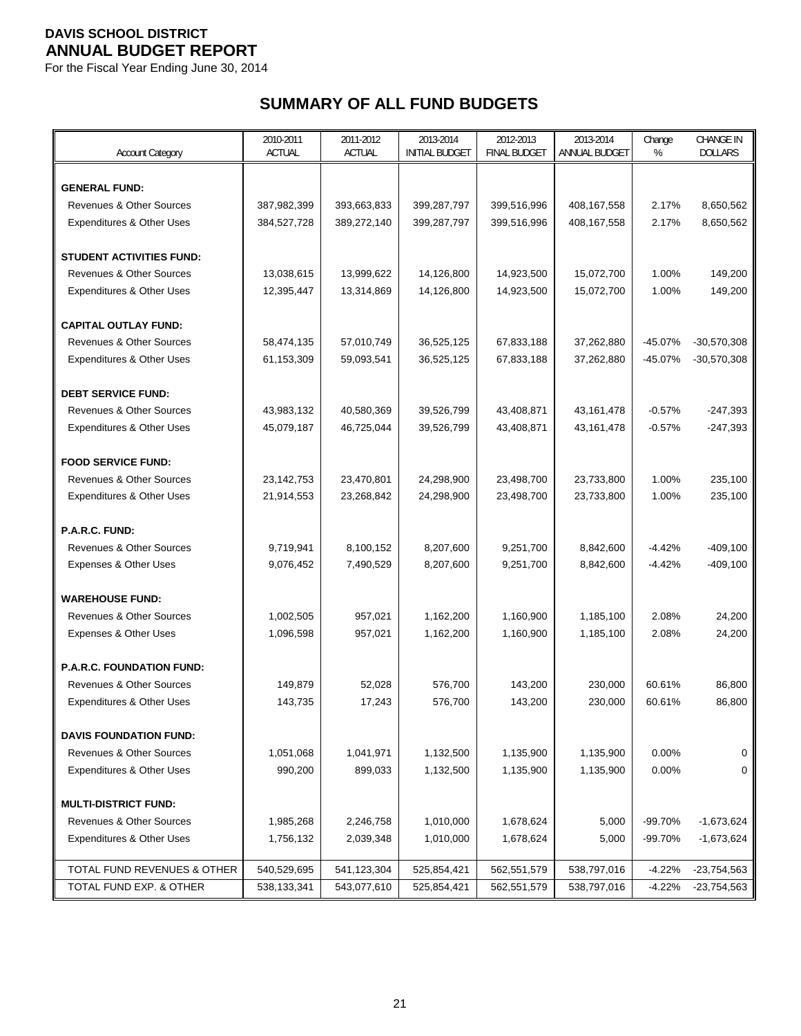**DAVIS SCHOOL DISTRICT**
**ANNUAL BUDGET REPORT**
For the Fiscal Year Ending June 30, 2014

## SUMMARY OF ALL FUND BUDGETS

| Account Category | 2010-2011 ACTUAL | 2011-2012 ACTUAL | 2013-2014 INITIAL BUDGET | 2012-2013 FINAL BUDGET | 2013-2014 ANNUAL BUDGET | Change % | CHANGE IN DOLLARS |
|---|---|---|---|---|---|---|---|
| **GENERAL FUND:** | | | | | | | |
| Revenues & Other Sources | 387,982,399 | 393,663,833 | 399,287,797 | 399,516,996 | 408,167,558 | 2.17% | 8,650,562 |
| Expenditures & Other Uses | 384,527,728 | 389,272,140 | 399,287,797 | 399,516,996 | 408,167,558 | 2.17% | 8,650,562 |
| **STUDENT ACTIVITIES FUND:** | | | | | | | |
| Revenues & Other Sources | 13,038,615 | 13,999,622 | 14,126,800 | 14,923,500 | 15,072,700 | 1.00% | 149,200 |
| Expenditures & Other Uses | 12,395,447 | 13,314,869 | 14,126,800 | 14,923,500 | 15,072,700 | 1.00% | 149,200 |
| **CAPITAL OUTLAY FUND:** | | | | | | | |
| Revenues & Other Sources | 58,474,135 | 57,010,749 | 36,525,125 | 67,833,188 | 37,262,880 | -45.07% | -30,570,308 |
| Expenditures & Other Uses | 61,153,309 | 59,093,541 | 36,525,125 | 67,833,188 | 37,262,880 | -45.07% | -30,570,308 |
| **DEBT SERVICE FUND:** | | | | | | | |
| Revenues & Other Sources | 43,983,132 | 40,580,369 | 39,526,799 | 43,408,871 | 43,161,478 | -0.57% | -247,393 |
| Expenditures & Other Uses | 45,079,187 | 46,725,044 | 39,526,799 | 43,408,871 | 43,161,478 | -0.57% | -247,393 |
| **FOOD SERVICE FUND:** | | | | | | | |
| Revenues & Other Sources | 23,142,753 | 23,470,801 | 24,298,900 | 23,498,700 | 23,733,800 | 1.00% | 235,100 |
| Expenditures & Other Uses | 21,914,553 | 23,268,842 | 24,298,900 | 23,498,700 | 23,733,800 | 1.00% | 235,100 |
| **P.A.R.C. FUND:** | | | | | | | |
| Revenues & Other Sources | 9,719,941 | 8,100,152 | 8,207,600 | 9,251,700 | 8,842,600 | -4.42% | -409,100 |
| Expenses & Other Uses | 9,076,452 | 7,490,529 | 8,207,600 | 9,251,700 | 8,842,600 | -4.42% | -409,100 |
| **WAREHOUSE FUND:** | | | | | | | |
| Revenues & Other Sources | 1,002,505 | 957,021 | 1,162,200 | 1,160,900 | 1,185,100 | 2.08% | 24,200 |
| Expenses & Other Uses | 1,096,598 | 957,021 | 1,162,200 | 1,160,900 | 1,185,100 | 2.08% | 24,200 |
| **P.A.R.C. FOUNDATION FUND:** | | | | | | | |
| Revenues & Other Sources | 149,879 | 52,028 | 576,700 | 143,200 | 230,000 | 60.61% | 86,800 |
| Expenditures & Other Uses | 143,735 | 17,243 | 576,700 | 143,200 | 230,000 | 60.61% | 86,800 |
| **DAVIS FOUNDATION FUND:** | | | | | | | |
| Revenues & Other Sources | 1,051,068 | 1,041,971 | 1,132,500 | 1,135,900 | 1,135,900 | 0.00% | 0 |
| Expenditures & Other Uses | 990,200 | 899,033 | 1,132,500 | 1,135,900 | 1,135,900 | 0.00% | 0 |
| **MULTI-DISTRICT FUND:** | | | | | | | |
| Revenues & Other Sources | 1,985,268 | 2,246,758 | 1,010,000 | 1,678,624 | 5,000 | -99.70% | -1,673,624 |
| Expenditures & Other Uses | 1,756,132 | 2,039,348 | 1,010,000 | 1,678,624 | 5,000 | -99.70% | -1,673,624 |
| TOTAL FUND REVENUES & OTHER | 540,529,695 | 541,123,304 | 525,854,421 | 562,551,579 | 538,797,016 | -4.22% | -23,754,563 |
| TOTAL FUND EXP. & OTHER | 538,133,341 | 543,077,610 | 525,854,421 | 562,551,579 | 538,797,016 | -4.22% | -23,754,563 |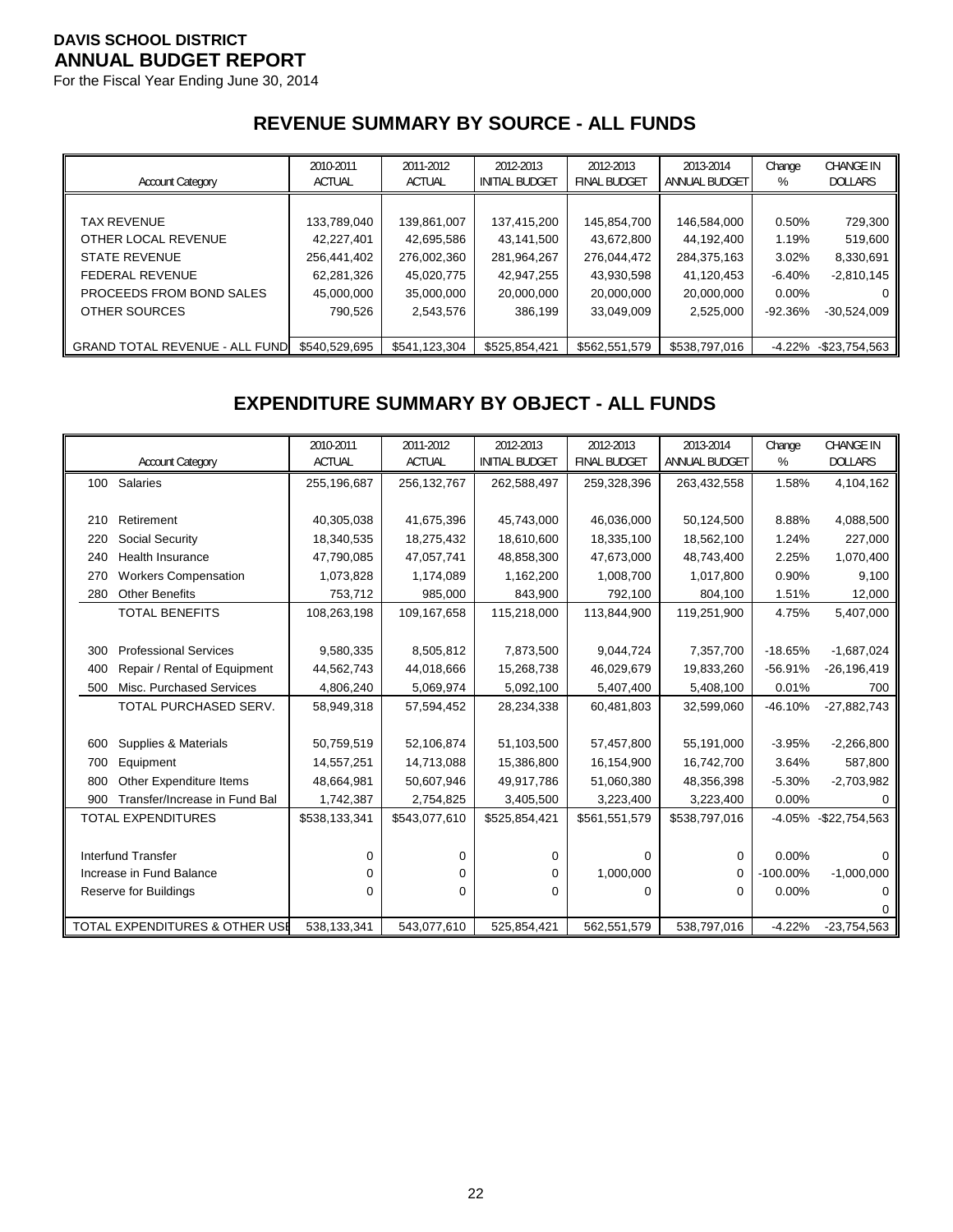**DAVIS SCHOOL DISTRICT**
**ANNUAL BUDGET REPORT**
For the Fiscal Year Ending June 30, 2014

## REVENUE SUMMARY BY SOURCE - ALL FUNDS

| Account Category | 2010-2011 ACTUAL | 2011-2012 ACTUAL | 2012-2013 INITIAL BUDGET | 2012-2013 FINAL BUDGET | 2013-2014 ANNUAL BUDGET | Change % | CHANGE IN DOLLARS |
|---|---|---|---|---|---|---|---|
| TAX REVENUE | 133,789,040 | 139,861,007 | 137,415,200 | 145,854,700 | 146,584,000 | 0.50% | 729,300 |
| OTHER LOCAL REVENUE | 42,227,401 | 42,695,586 | 43,141,500 | 43,672,800 | 44,192,400 | 1.19% | 519,600 |
| STATE REVENUE | 256,441,402 | 276,002,360 | 281,964,267 | 276,044,472 | 284,375,163 | 3.02% | 8,330,691 |
| FEDERAL REVENUE | 62,281,326 | 45,020,775 | 42,947,255 | 43,930,598 | 41,120,453 | -6.40% | -2,810,145 |
| PROCEEDS FROM BOND SALES | 45,000,000 | 35,000,000 | 20,000,000 | 20,000,000 | 20,000,000 | 0.00% | 0 |
| OTHER SOURCES | 790,526 | 2,543,576 | 386,199 | 33,049,009 | 2,525,000 | -92.36% | -30,524,009 |
| GRAND TOTAL REVENUE - ALL FUND | $540,529,695 | $541,123,304 | $525,854,421 | $562,551,579 | $538,797,016 | -4.22% | -$23,754,563 |

## EXPENDITURE SUMMARY BY OBJECT - ALL FUNDS

| | Account Category | 2010-2011 ACTUAL | 2011-2012 ACTUAL | 2012-2013 INITIAL BUDGET | 2012-2013 FINAL BUDGET | 2013-2014 ANNUAL BUDGET | Change % | CHANGE IN DOLLARS |
|---|---|---|---|---|---|---|---|---|
| 100 | Salaries | 255,196,687 | 256,132,767 | 262,588,497 | 259,328,396 | 263,432,558 | 1.58% | 4,104,162 |
| 210 | Retirement | 40,305,038 | 41,675,396 | 45,743,000 | 46,036,000 | 50,124,500 | 8.88% | 4,088,500 |
| 220 | Social Security | 18,340,535 | 18,275,432 | 18,610,600 | 18,335,100 | 18,562,100 | 1.24% | 227,000 |
| 240 | Health Insurance | 47,790,085 | 47,057,741 | 48,858,300 | 47,673,000 | 48,743,400 | 2.25% | 1,070,400 |
| 270 | Workers Compensation | 1,073,828 | 1,174,089 | 1,162,200 | 1,008,700 | 1,017,800 | 0.90% | 9,100 |
| 280 | Other Benefits | 753,712 | 985,000 | 843,900 | 792,100 | 804,100 | 1.51% | 12,000 |
| | TOTAL BENEFITS | 108,263,198 | 109,167,658 | 115,218,000 | 113,844,900 | 119,251,900 | 4.75% | 5,407,000 |
| 300 | Professional Services | 9,580,335 | 8,505,812 | 7,873,500 | 9,044,724 | 7,357,700 | -18.65% | -1,687,024 |
| 400 | Repair / Rental of Equipment | 44,562,743 | 44,018,666 | 15,268,738 | 46,029,679 | 19,833,260 | -56.91% | -26,196,419 |
| 500 | Misc. Purchased Services | 4,806,240 | 5,069,974 | 5,092,100 | 5,407,400 | 5,408,100 | 0.01% | 700 |
| | TOTAL PURCHASED SERV. | 58,949,318 | 57,594,452 | 28,234,338 | 60,481,803 | 32,599,060 | -46.10% | -27,882,743 |
| 600 | Supplies & Materials | 50,759,519 | 52,106,874 | 51,103,500 | 57,457,800 | 55,191,000 | -3.95% | -2,266,800 |
| 700 | Equipment | 14,557,251 | 14,713,088 | 15,386,800 | 16,154,900 | 16,742,700 | 3.64% | 587,800 |
| 800 | Other Expenditure Items | 48,664,981 | 50,607,946 | 49,917,786 | 51,060,380 | 48,356,398 | -5.30% | -2,703,982 |
| 900 | Transfer/Increase in Fund Bal | 1,742,387 | 2,754,825 | 3,405,500 | 3,223,400 | 3,223,400 | 0.00% | 0 |
| | TOTAL EXPENDITURES | $538,133,341 | $543,077,610 | $525,854,421 | $561,551,579 | $538,797,016 | -4.05% | -$22,754,563 |
| | Interfund Transfer | 0 | 0 | 0 | 0 | 0 | 0.00% | 0 |
| | Increase in Fund Balance | 0 | 0 | 0 | 1,000,000 | 0 | -100.00% | -1,000,000 |
| | Reserve for Buildings | 0 | 0 | 0 | 0 | 0 | 0.00% | 0 |
| | | | | | | | | 0 |
| | TOTAL EXPENDITURES & OTHER USE | 538,133,341 | 543,077,610 | 525,854,421 | 562,551,579 | 538,797,016 | -4.22% | -23,754,563 |